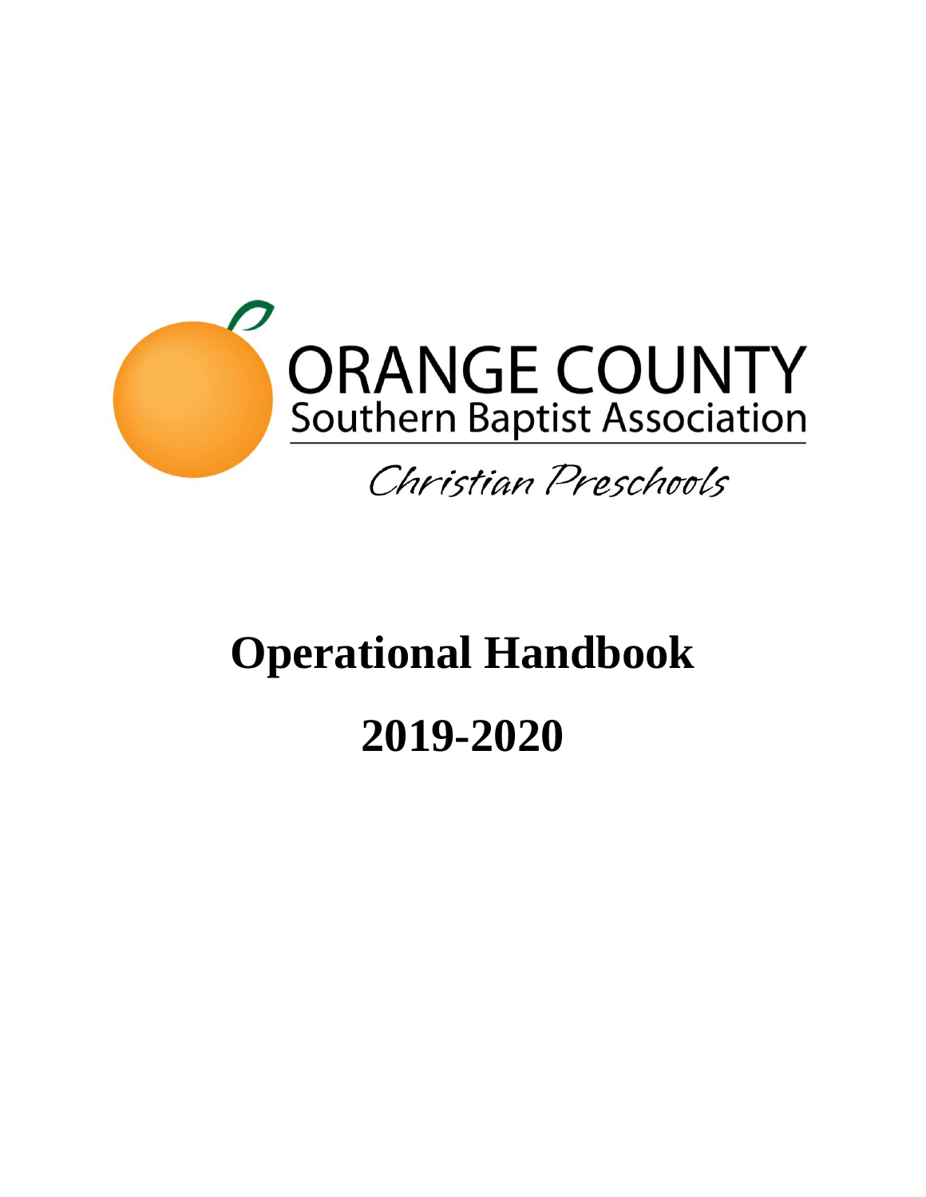ORANGE COUNTY
Southern Baptist Association

*Christian Preschools*

# Operational Handbook

# 2019-2020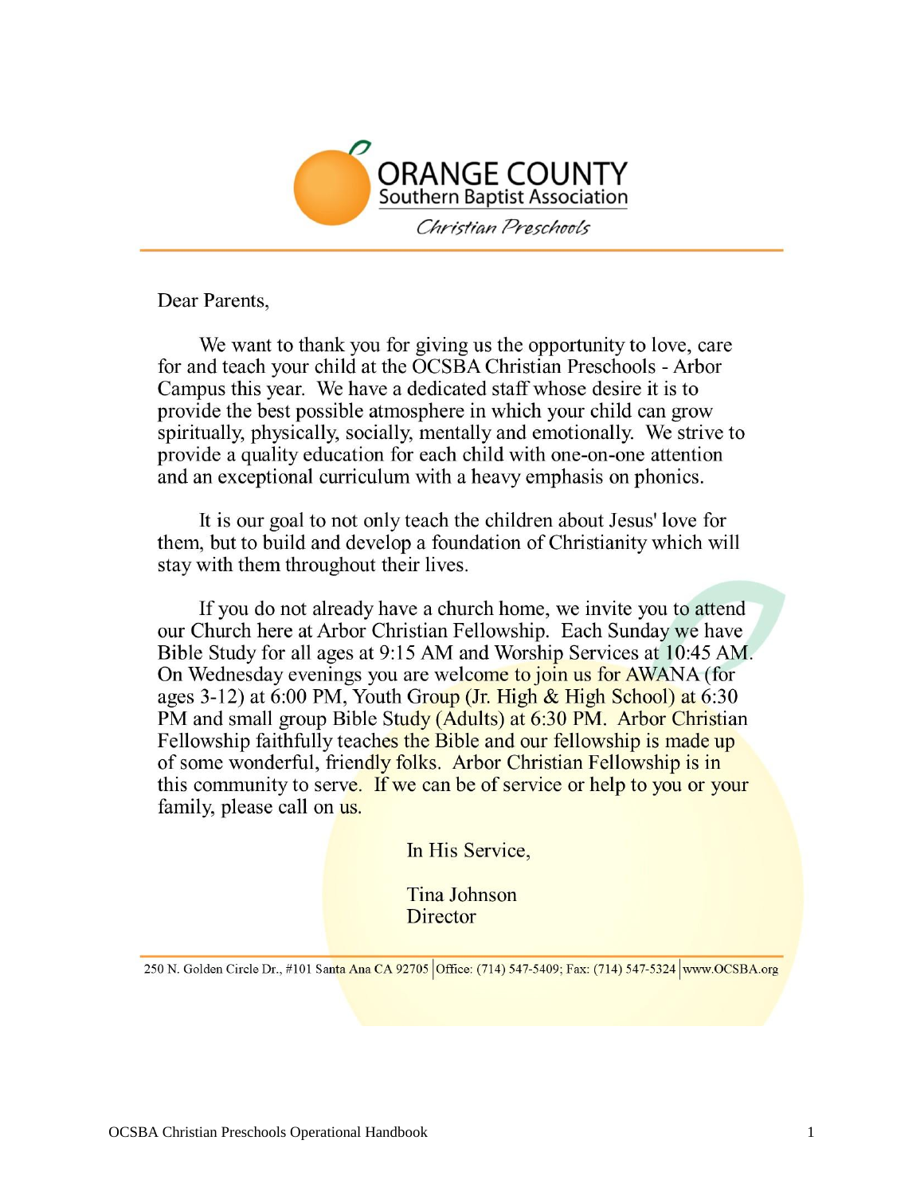ORANGE COUNTY
Southern Baptist Association
*Christian Preschools*

Dear Parents,

We want to thank you for giving us the opportunity to love, care for and teach your child at the OCSBA Christian Preschools - Arbor Campus this year. We have a dedicated staff whose desire it is to provide the best possible atmosphere in which your child can grow spiritually, physically, socially, mentally and emotionally. We strive to provide a quality education for each child with one-on-one attention and an exceptional curriculum with a heavy emphasis on phonics.

It is our goal to not only teach the children about Jesus' love for them, but to build and develop a foundation of Christianity which will stay with them throughout their lives.

If you do not already have a church home, we invite you to attend our Church here at Arbor Christian Fellowship. Each Sunday we have Bible Study for all ages at 9:15 AM and Worship Services at 10:45 AM. On Wednesday evenings you are welcome to join us for AWANA (for ages 3-12) at 6:00 PM, Youth Group (Jr. High & High School) at 6:30 PM and small group Bible Study (Adults) at 6:30 PM. Arbor Christian Fellowship faithfully teaches the Bible and our fellowship is made up of some wonderful, friendly folks. Arbor Christian Fellowship is in this community to serve. If we can be of service or help to you or your family, please call on us.

In His Service,

Tina Johnson
Director

250 N. Golden Circle Dr., #101 Santa Ana CA 92705 | Office: (714) 547-5409; Fax: (714) 547-5324 | www.OCSBA.org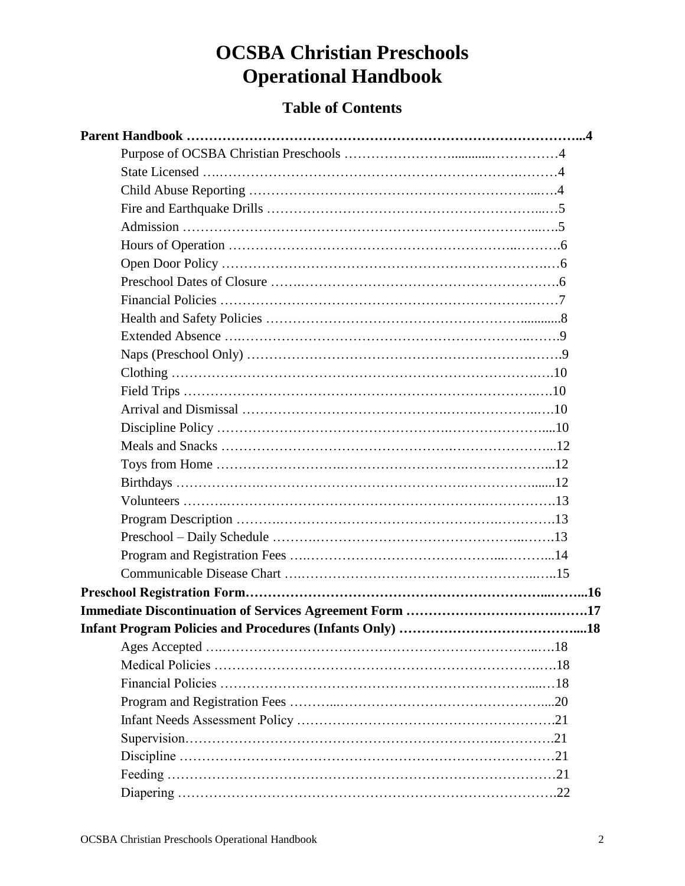# OCSBA Christian Preschools Operational Handbook

## Table of Contents

**Parent Handbook ……………………………………………………………………………...4**

- Purpose of OCSBA Christian Preschools ………………….............……………4
- State Licensed ….…………………………………………………………….………4
- Child Abuse Reporting ………………………………………………………...…4
- Fire and Earthquake Drills ……………………………………………………...…5
- Admission ……………………………………………………………………...….5
- Hours of Operation ………………….…………………………………..……….6
- Open Door Policy ……………………………………………………………….…6
- Preschool Dates of Closure …….……………………………………………….6
- Financial Policies …………………………………………………………….……7
- Health and Safety Policies ………………………………………………............8
- Extended Absence ….………………………………………………………..…….9
- Naps (Preschool Only) ……………………………………………………….…….9
- Clothing …………………………………………………………………….…10
- Field Trips …………………………………………………………………….…10
- Arrival and Dismissal ……………………………………….…….…………..….10
- Discipline Policy ………………………………………….………………….....10
- Meals and Snacks ……………………………………………….…………………...12
- Toys from Home ……………………….……………………….………………...12
- Birthdays ……………….………………………………………….…………….......12
- Volunteers ……….…………………………………………………….…………….13
- Program Description ……….……………………………………….………….13
- Preschool – Daily Schedule ……….………………………………………..…….13
- Program and Registration Fees ….………………………………………...……...14
- Communicable Disease Chart ….……………………………………………..…..15

**Preschool Registration Form………………………………………………………...……...16**

**Immediate Discontinuation of Services Agreement Form ……………………………….…….17**

**Infant Program Policies and Procedures (Infants Only) …………………………………....18**

- Ages Accepted ….…………………………………………………………..….18
- Medical Policies ……………………………………………………………….….18
- Financial Policies ………………………………………………………………....…18
- Program and Registration Fees ………...………………………………………....20
- Infant Needs Assessment Policy ……………………………………………….21
- Supervision……………………………………………………………….………….21
- Discipline ………………………………………………………………………21
- Feeding ……………………………………………………………………………21
- Diapering ………………………………………………………………………….22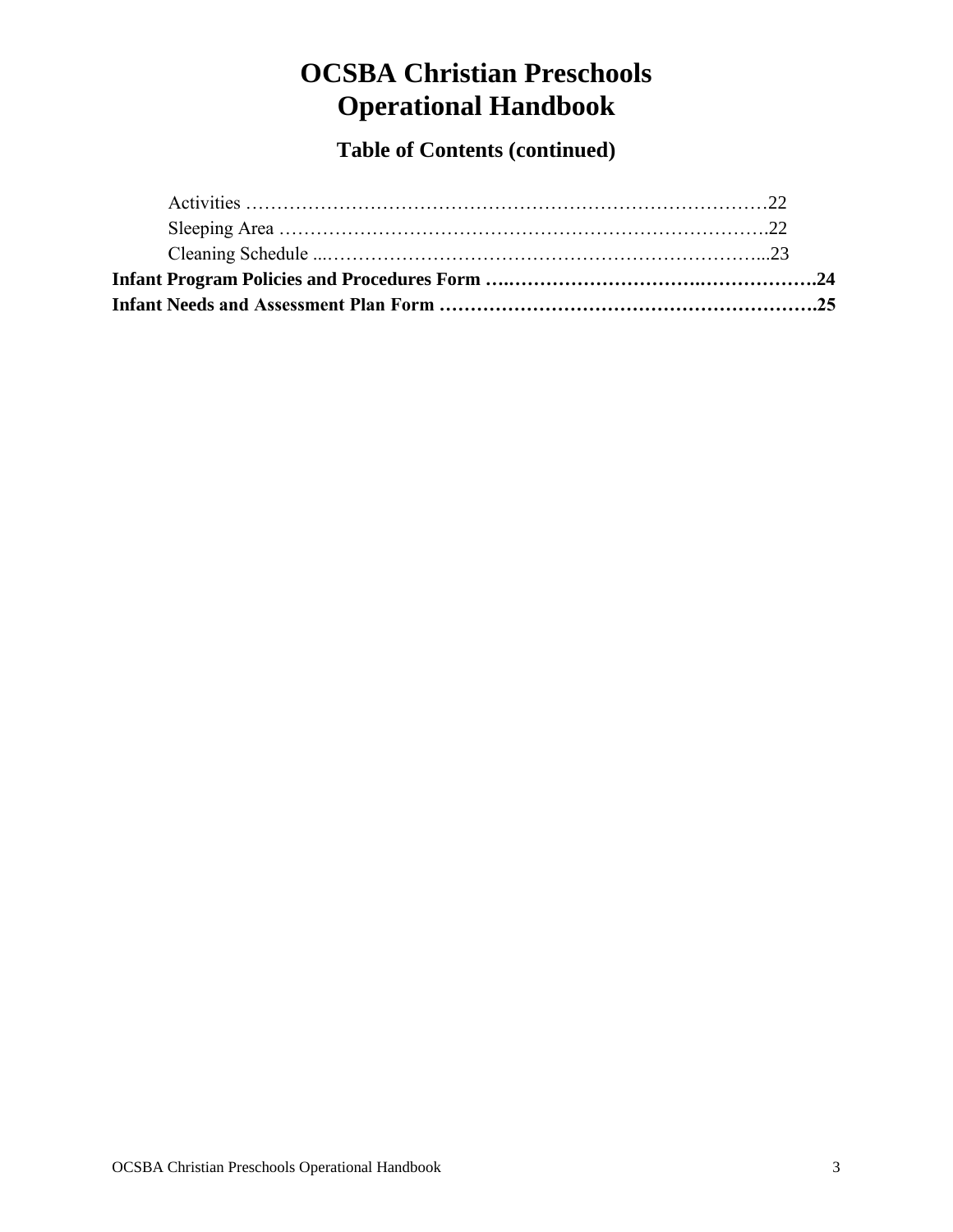# OCSBA Christian Preschools
# Operational Handbook

## Table of Contents (continued)

- Activities …………………………………………………………………………22
- Sleeping Area ……………………………………………………………………….22
- Cleaning Schedule ...………………………………………………………………...23

**Infant Program Policies and Procedures Form …..…………………………..……………….24**

**Infant Needs and Assessment Plan Form …………………………………………………….25**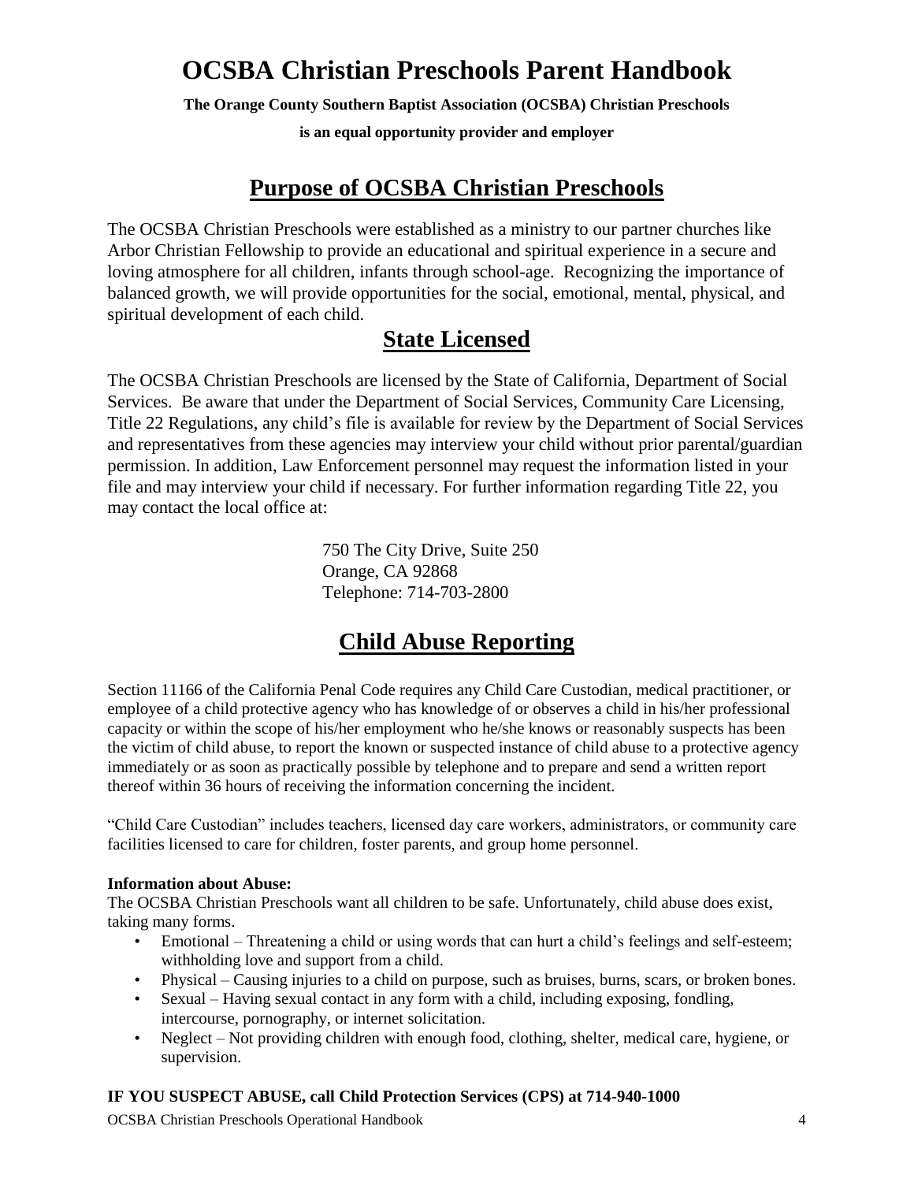# OCSBA Christian Preschools Parent Handbook

**The Orange County Southern Baptist Association (OCSBA) Christian Preschools**

**is an equal opportunity provider and employer**

## Purpose of OCSBA Christian Preschools

The OCSBA Christian Preschools were established as a ministry to our partner churches like Arbor Christian Fellowship to provide an educational and spiritual experience in a secure and loving atmosphere for all children, infants through school-age. Recognizing the importance of balanced growth, we will provide opportunities for the social, emotional, mental, physical, and spiritual development of each child.

## State Licensed

The OCSBA Christian Preschools are licensed by the State of California, Department of Social Services. Be aware that under the Department of Social Services, Community Care Licensing, Title 22 Regulations, any child's file is available for review by the Department of Social Services and representatives from these agencies may interview your child without prior parental/guardian permission. In addition, Law Enforcement personnel may request the information listed in your file and may interview your child if necessary. For further information regarding Title 22, you may contact the local office at:

750 The City Drive, Suite 250
Orange, CA 92868
Telephone: 714-703-2800

## Child Abuse Reporting

Section 11166 of the California Penal Code requires any Child Care Custodian, medical practitioner, or employee of a child protective agency who has knowledge of or observes a child in his/her professional capacity or within the scope of his/her employment who he/she knows or reasonably suspects has been the victim of child abuse, to report the known or suspected instance of child abuse to a protective agency immediately or as soon as practically possible by telephone and to prepare and send a written report thereof within 36 hours of receiving the information concerning the incident.

"Child Care Custodian" includes teachers, licensed day care workers, administrators, or community care facilities licensed to care for children, foster parents, and group home personnel.

**Information about Abuse:**
The OCSBA Christian Preschools want all children to be safe. Unfortunately, child abuse does exist, taking many forms.

- Emotional – Threatening a child or using words that can hurt a child's feelings and self-esteem; withholding love and support from a child.
- Physical – Causing injuries to a child on purpose, such as bruises, burns, scars, or broken bones.
- Sexual – Having sexual contact in any form with a child, including exposing, fondling, intercourse, pornography, or internet solicitation.
- Neglect – Not providing children with enough food, clothing, shelter, medical care, hygiene, or supervision.

**IF YOU SUSPECT ABUSE, call Child Protection Services (CPS) at 714-940-1000**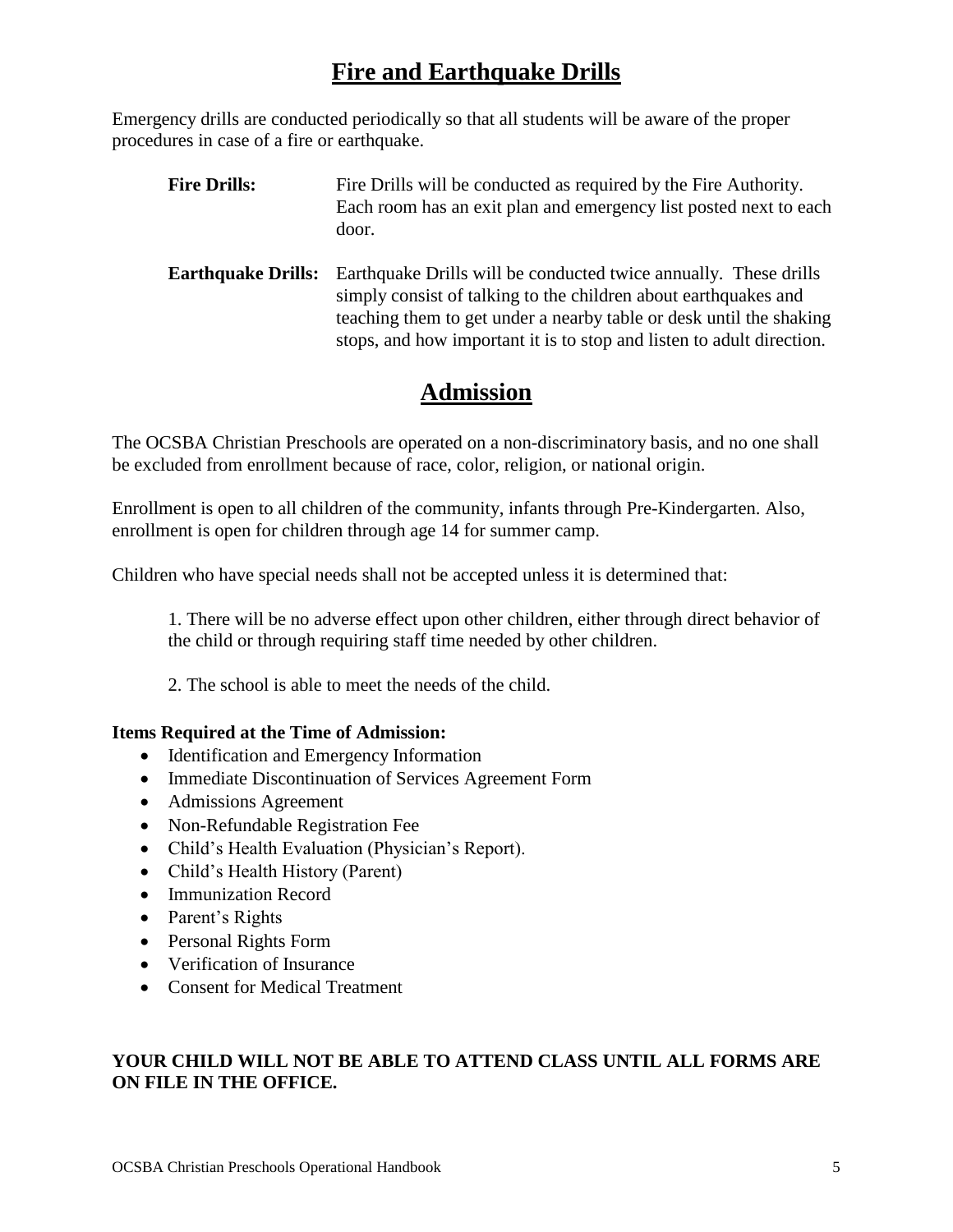## Fire and Earthquake Drills

Emergency drills are conducted periodically so that all students will be aware of the proper procedures in case of a fire or earthquake.

**Fire Drills:** Fire Drills will be conducted as required by the Fire Authority. Each room has an exit plan and emergency list posted next to each door.

**Earthquake Drills:** Earthquake Drills will be conducted twice annually. These drills simply consist of talking to the children about earthquakes and teaching them to get under a nearby table or desk until the shaking stops, and how important it is to stop and listen to adult direction.

## Admission

The OCSBA Christian Preschools are operated on a non-discriminatory basis, and no one shall be excluded from enrollment because of race, color, religion, or national origin.

Enrollment is open to all children of the community, infants through Pre-Kindergarten. Also, enrollment is open for children through age 14 for summer camp.

Children who have special needs shall not be accepted unless it is determined that:

1. There will be no adverse effect upon other children, either through direct behavior of the child or through requiring staff time needed by other children.

2. The school is able to meet the needs of the child.

**Items Required at the Time of Admission:**

- Identification and Emergency Information
- Immediate Discontinuation of Services Agreement Form
- Admissions Agreement
- Non-Refundable Registration Fee
- Child's Health Evaluation (Physician's Report).
- Child's Health History (Parent)
- Immunization Record
- Parent's Rights
- Personal Rights Form
- Verification of Insurance
- Consent for Medical Treatment

**YOUR CHILD WILL NOT BE ABLE TO ATTEND CLASS UNTIL ALL FORMS ARE ON FILE IN THE OFFICE.**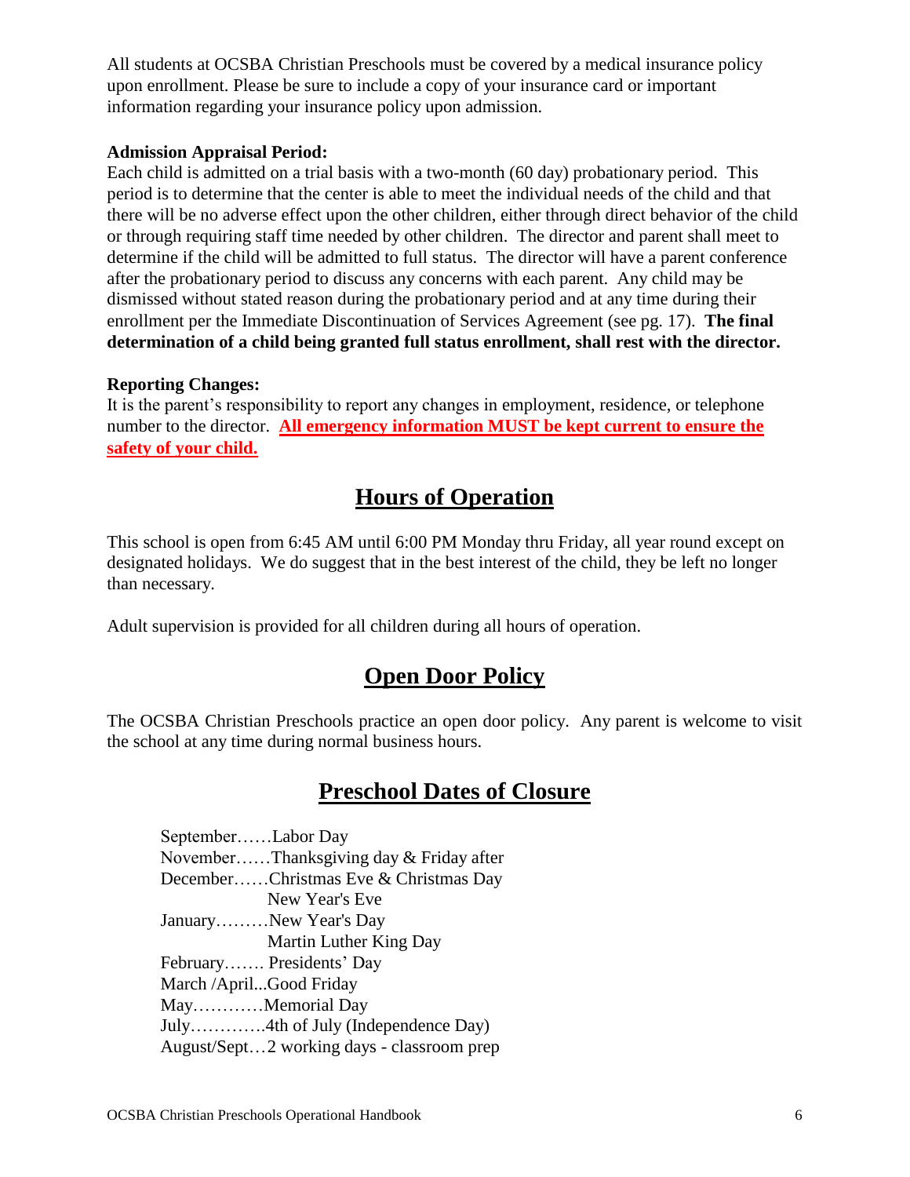All students at OCSBA Christian Preschools must be covered by a medical insurance policy upon enrollment. Please be sure to include a copy of your insurance card or important information regarding your insurance policy upon admission.

**Admission Appraisal Period:**
Each child is admitted on a trial basis with a two-month (60 day) probationary period. This period is to determine that the center is able to meet the individual needs of the child and that there will be no adverse effect upon the other children, either through direct behavior of the child or through requiring staff time needed by other children. The director and parent shall meet to determine if the child will be admitted to full status. The director will have a parent conference after the probationary period to discuss any concerns with each parent. Any child may be dismissed without stated reason during the probationary period and at any time during their enrollment per the Immediate Discontinuation of Services Agreement (see pg. 17). **The final determination of a child being granted full status enrollment, shall rest with the director.**

**Reporting Changes:**
It is the parent's responsibility to report any changes in employment, residence, or telephone number to the director. **All emergency information MUST be kept current to ensure the safety of your child.**

## Hours of Operation

This school is open from 6:45 AM until 6:00 PM Monday thru Friday, all year round except on designated holidays. We do suggest that in the best interest of the child, they be left no longer than necessary.

Adult supervision is provided for all children during all hours of operation.

## Open Door Policy

The OCSBA Christian Preschools practice an open door policy. Any parent is welcome to visit the school at any time during normal business hours.

## Preschool Dates of Closure

September……Labor Day
November……Thanksgiving day & Friday after
December……Christmas Eve & Christmas Day
New Year's Eve
January………New Year's Day
Martin Luther King Day
February……. Presidents' Day
March /April...Good Friday
May…………Memorial Day
July………….4th of July (Independence Day)
August/Sept…2 working days - classroom prep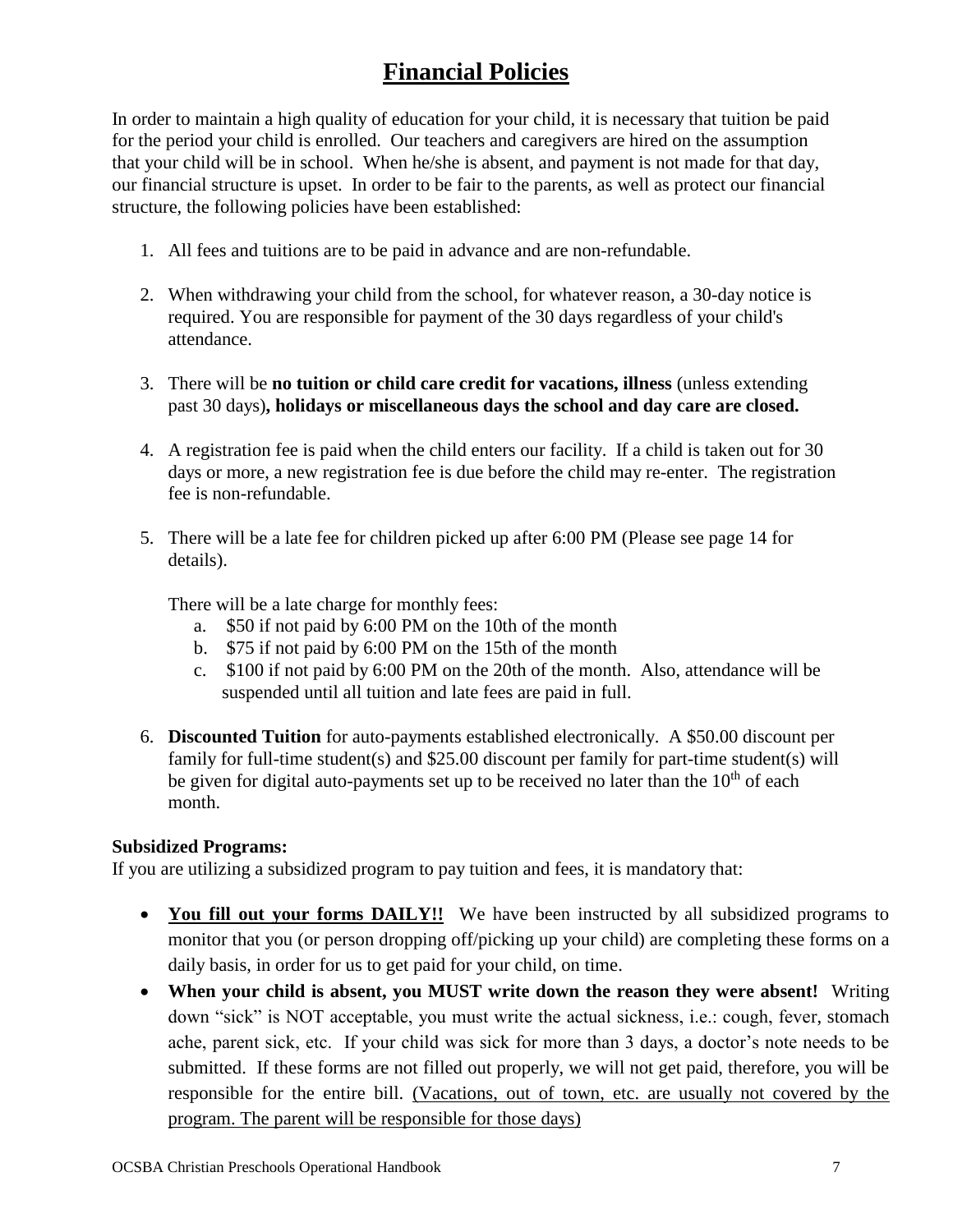# Financial Policies

In order to maintain a high quality of education for your child, it is necessary that tuition be paid for the period your child is enrolled. Our teachers and caregivers are hired on the assumption that your child will be in school. When he/she is absent, and payment is not made for that day, our financial structure is upset. In order to be fair to the parents, as well as protect our financial structure, the following policies have been established:

1. All fees and tuitions are to be paid in advance and are non-refundable.

2. When withdrawing your child from the school, for whatever reason, a 30-day notice is required. You are responsible for payment of the 30 days regardless of your child's attendance.

3. There will be **no tuition or child care credit for vacations, illness** (unless extending past 30 days)**, holidays or miscellaneous days the school and day care are closed.**

4. A registration fee is paid when the child enters our facility. If a child is taken out for 30 days or more, a new registration fee is due before the child may re-enter. The registration fee is non-refundable.

5. There will be a late fee for children picked up after 6:00 PM (Please see page 14 for details).

   There will be a late charge for monthly fees:
   a. $50 if not paid by 6:00 PM on the 10th of the month
   b. $75 if not paid by 6:00 PM on the 15th of the month
   c. $100 if not paid by 6:00 PM on the 20th of the month. Also, attendance will be suspended until all tuition and late fees are paid in full.

6. **Discounted Tuition** for auto-payments established electronically. A $50.00 discount per family for full-time student(s) and $25.00 discount per family for part-time student(s) will be given for digital auto-payments set up to be received no later than the 10th of each month.

**Subsidized Programs:**
If you are utilizing a subsidized program to pay tuition and fees, it is mandatory that:

- **<u>You fill out your forms DAILY!!</u>** We have been instructed by all subsidized programs to monitor that you (or person dropping off/picking up your child) are completing these forms on a daily basis, in order for us to get paid for your child, on time.
- **When your child is absent, you MUST write down the reason they were absent!** Writing down "sick" is NOT acceptable, you must write the actual sickness, i.e.: cough, fever, stomach ache, parent sick, etc. If your child was sick for more than 3 days, a doctor's note needs to be submitted. If these forms are not filled out properly, we will not get paid, therefore, you will be responsible for the entire bill. <u>(Vacations, out of town, etc. are usually not covered by the program. The parent will be responsible for those days)</u>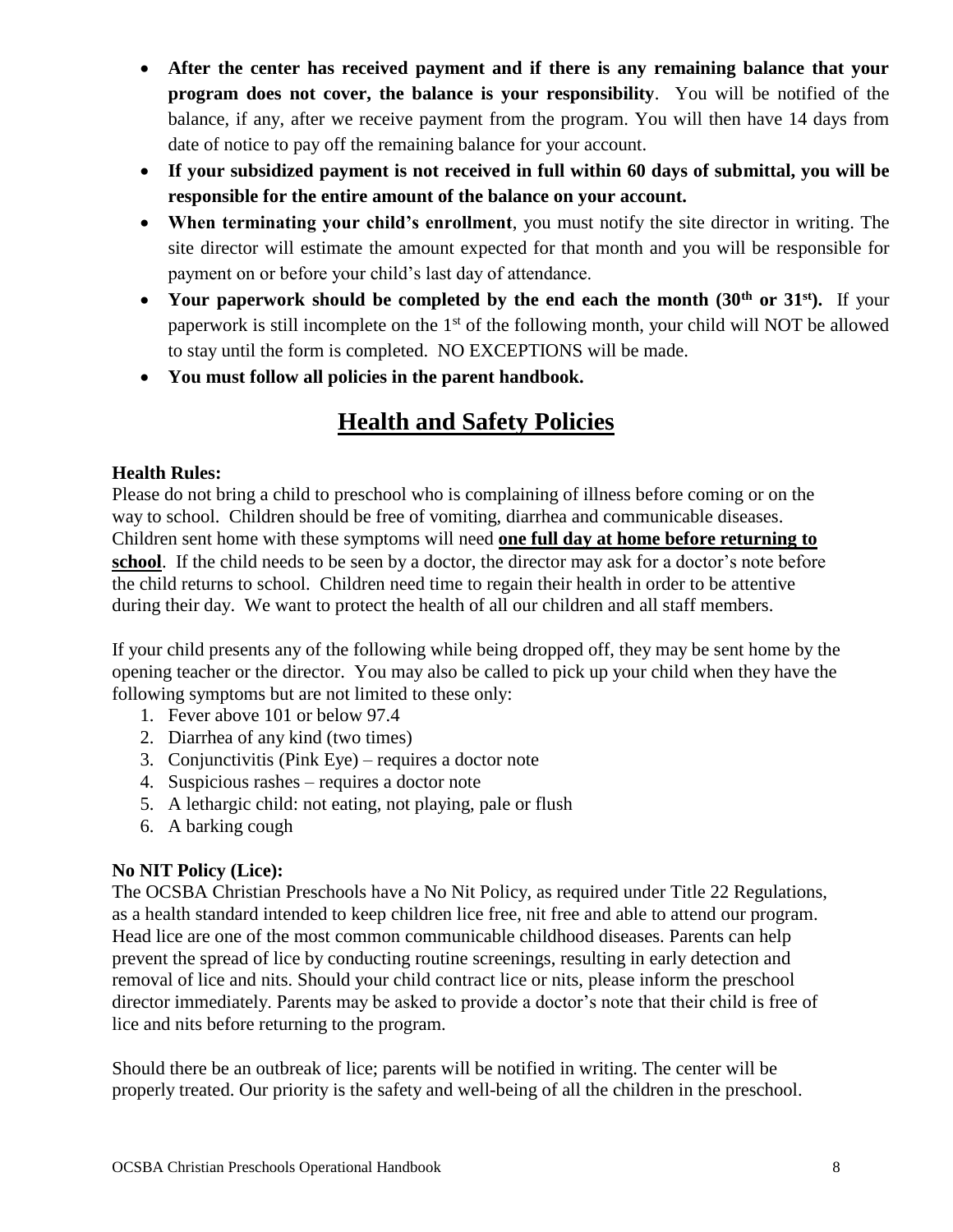- **After the center has received payment and if there is any remaining balance that your program does not cover, the balance is your responsibility**. You will be notified of the balance, if any, after we receive payment from the program. You will then have 14 days from date of notice to pay off the remaining balance for your account.
- **If your subsidized payment is not received in full within 60 days of submittal, you will be responsible for the entire amount of the balance on your account.**
- **When terminating your child's enrollment**, you must notify the site director in writing. The site director will estimate the amount expected for that month and you will be responsible for payment on or before your child's last day of attendance.
- **Your paperwork should be completed by the end each the month (30th or 31st).** If your paperwork is still incomplete on the 1st of the following month, your child will NOT be allowed to stay until the form is completed. NO EXCEPTIONS will be made.
- **You must follow all policies in the parent handbook.**

# Health and Safety Policies

**Health Rules:**
Please do not bring a child to preschool who is complaining of illness before coming or on the way to school. Children should be free of vomiting, diarrhea and communicable diseases. Children sent home with these symptoms will need **one full day at home before returning to school**. If the child needs to be seen by a doctor, the director may ask for a doctor's note before the child returns to school. Children need time to regain their health in order to be attentive during their day. We want to protect the health of all our children and all staff members.

If your child presents any of the following while being dropped off, they may be sent home by the opening teacher or the director. You may also be called to pick up your child when they have the following symptoms but are not limited to these only:

1. Fever above 101 or below 97.4
2. Diarrhea of any kind (two times)
3. Conjunctivitis (Pink Eye) – requires a doctor note
4. Suspicious rashes – requires a doctor note
5. A lethargic child: not eating, not playing, pale or flush
6. A barking cough

**No NIT Policy (Lice):**
The OCSBA Christian Preschools have a No Nit Policy, as required under Title 22 Regulations, as a health standard intended to keep children lice free, nit free and able to attend our program. Head lice are one of the most common communicable childhood diseases. Parents can help prevent the spread of lice by conducting routine screenings, resulting in early detection and removal of lice and nits. Should your child contract lice or nits, please inform the preschool director immediately. Parents may be asked to provide a doctor's note that their child is free of lice and nits before returning to the program.

Should there be an outbreak of lice; parents will be notified in writing. The center will be properly treated. Our priority is the safety and well-being of all the children in the preschool.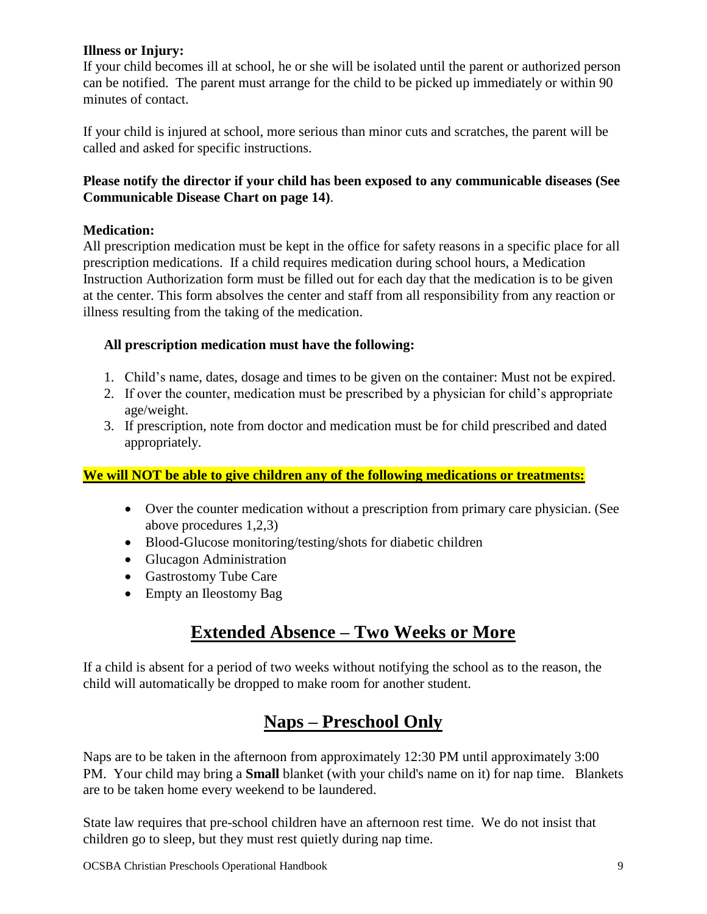**Illness or Injury:**

If your child becomes ill at school, he or she will be isolated until the parent or authorized person can be notified. The parent must arrange for the child to be picked up immediately or within 90 minutes of contact.

If your child is injured at school, more serious than minor cuts and scratches, the parent will be called and asked for specific instructions.

**Please notify the director if your child has been exposed to any communicable diseases (See Communicable Disease Chart on page 14)**.

**Medication:**

All prescription medication must be kept in the office for safety reasons in a specific place for all prescription medications. If a child requires medication during school hours, a Medication Instruction Authorization form must be filled out for each day that the medication is to be given at the center. This form absolves the center and staff from all responsibility from any reaction or illness resulting from the taking of the medication.

**All prescription medication must have the following:**

1. Child's name, dates, dosage and times to be given on the container: Must not be expired.
2. If over the counter, medication must be prescribed by a physician for child's appropriate age/weight.
3. If prescription, note from doctor and medication must be for child prescribed and dated appropriately.

**We will NOT be able to give children any of the following medications or treatments:**

- Over the counter medication without a prescription from primary care physician. (See above procedures 1,2,3)
- Blood-Glucose monitoring/testing/shots for diabetic children
- Glucagon Administration
- Gastrostomy Tube Care
- Empty an Ileostomy Bag

## Extended Absence – Two Weeks or More

If a child is absent for a period of two weeks without notifying the school as to the reason, the child will automatically be dropped to make room for another student.

## Naps – Preschool Only

Naps are to be taken in the afternoon from approximately 12:30 PM until approximately 3:00 PM. Your child may bring a **Small** blanket (with your child's name on it) for nap time. Blankets are to be taken home every weekend to be laundered.

State law requires that pre-school children have an afternoon rest time. We do not insist that children go to sleep, but they must rest quietly during nap time.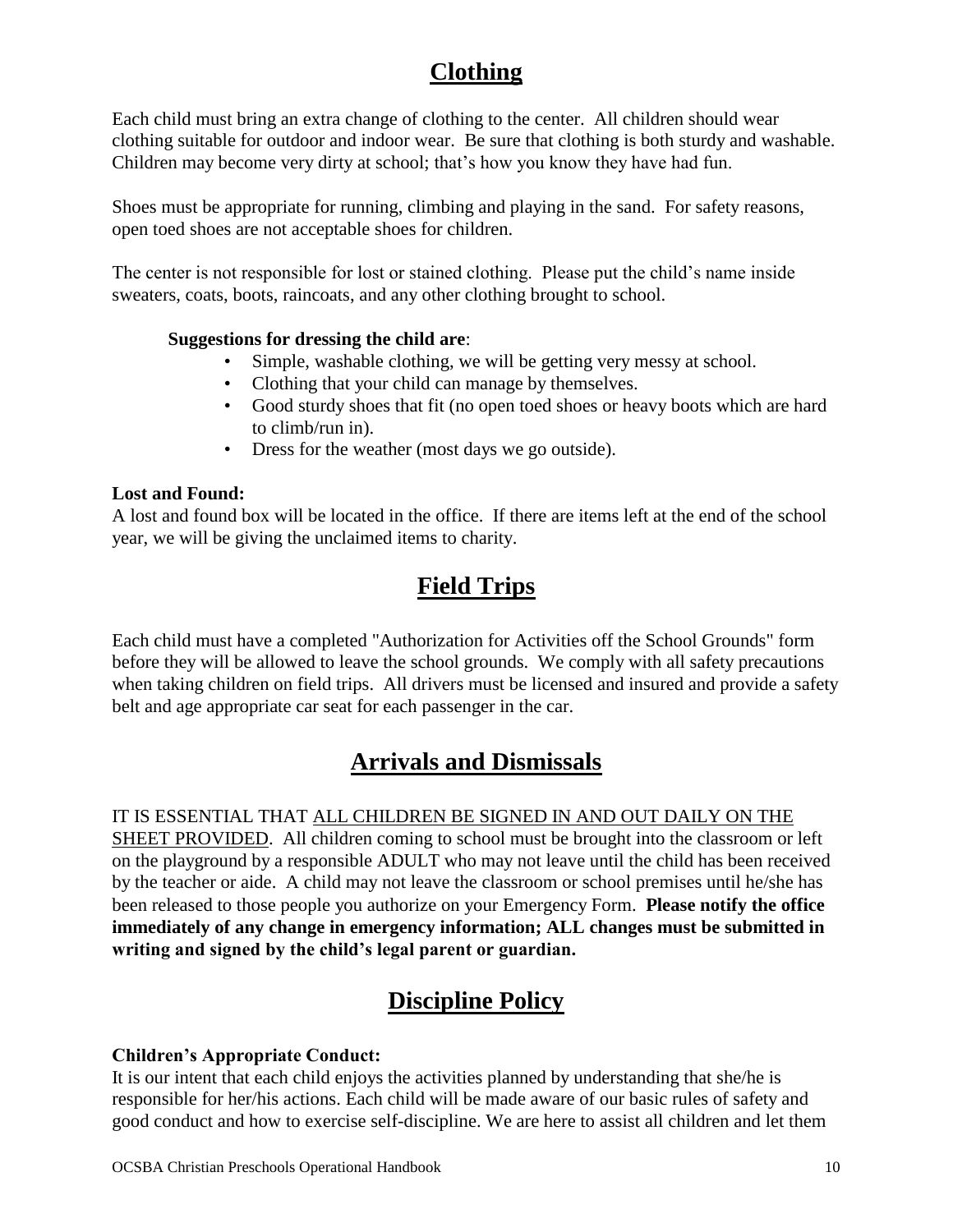## Clothing

Each child must bring an extra change of clothing to the center. All children should wear clothing suitable for outdoor and indoor wear. Be sure that clothing is both sturdy and washable. Children may become very dirty at school; that's how you know they have had fun.

Shoes must be appropriate for running, climbing and playing in the sand. For safety reasons, open toed shoes are not acceptable shoes for children.

The center is not responsible for lost or stained clothing. Please put the child's name inside sweaters, coats, boots, raincoats, and any other clothing brought to school.

**Suggestions for dressing the child are**:

- Simple, washable clothing, we will be getting very messy at school.
- Clothing that your child can manage by themselves.
- Good sturdy shoes that fit (no open toed shoes or heavy boots which are hard to climb/run in).
- Dress for the weather (most days we go outside).

**Lost and Found:**
A lost and found box will be located in the office. If there are items left at the end of the school year, we will be giving the unclaimed items to charity.

## Field Trips

Each child must have a completed "Authorization for Activities off the School Grounds" form before they will be allowed to leave the school grounds. We comply with all safety precautions when taking children on field trips. All drivers must be licensed and insured and provide a safety belt and age appropriate car seat for each passenger in the car.

## Arrivals and Dismissals

IT IS ESSENTIAL THAT ALL CHILDREN BE SIGNED IN AND OUT DAILY ON THE SHEET PROVIDED. All children coming to school must be brought into the classroom or left on the playground by a responsible ADULT who may not leave until the child has been received by the teacher or aide. A child may not leave the classroom or school premises until he/she has been released to those people you authorize on your Emergency Form. **Please notify the office immediately of any change in emergency information; ALL changes must be submitted in writing and signed by the child's legal parent or guardian.**

## Discipline Policy

**Children's Appropriate Conduct:**
It is our intent that each child enjoys the activities planned by understanding that she/he is responsible for her/his actions. Each child will be made aware of our basic rules of safety and good conduct and how to exercise self-discipline. We are here to assist all children and let them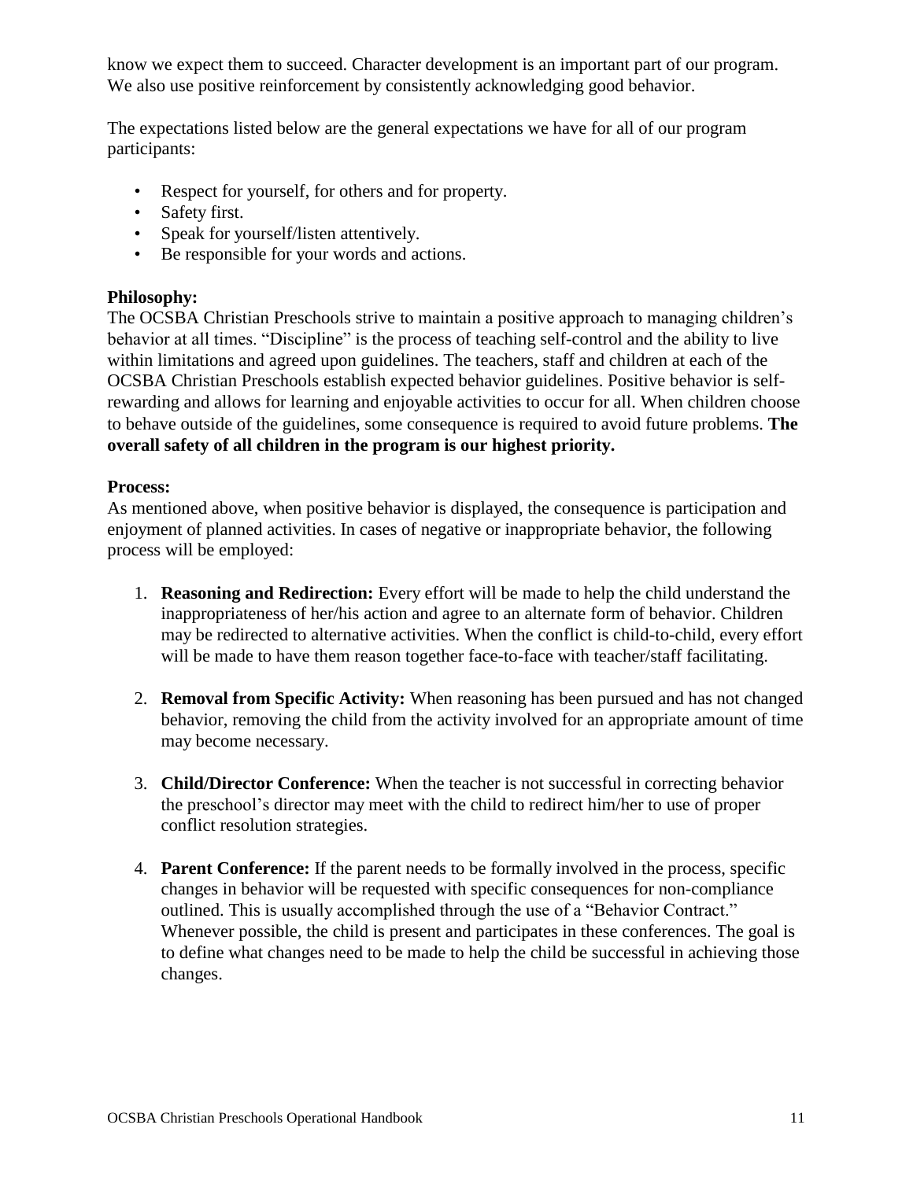know we expect them to succeed. Character development is an important part of our program. We also use positive reinforcement by consistently acknowledging good behavior.

The expectations listed below are the general expectations we have for all of our program participants:

- Respect for yourself, for others and for property.
- Safety first.
- Speak for yourself/listen attentively.
- Be responsible for your words and actions.

**Philosophy:**

The OCSBA Christian Preschools strive to maintain a positive approach to managing children's behavior at all times. "Discipline" is the process of teaching self-control and the ability to live within limitations and agreed upon guidelines. The teachers, staff and children at each of the OCSBA Christian Preschools establish expected behavior guidelines. Positive behavior is self-rewarding and allows for learning and enjoyable activities to occur for all. When children choose to behave outside of the guidelines, some consequence is required to avoid future problems. **The overall safety of all children in the program is our highest priority.**

**Process:**

As mentioned above, when positive behavior is displayed, the consequence is participation and enjoyment of planned activities. In cases of negative or inappropriate behavior, the following process will be employed:

1. **Reasoning and Redirection:** Every effort will be made to help the child understand the inappropriateness of her/his action and agree to an alternate form of behavior. Children may be redirected to alternative activities. When the conflict is child-to-child, every effort will be made to have them reason together face-to-face with teacher/staff facilitating.

2. **Removal from Specific Activity:** When reasoning has been pursued and has not changed behavior, removing the child from the activity involved for an appropriate amount of time may become necessary.

3. **Child/Director Conference:** When the teacher is not successful in correcting behavior the preschool's director may meet with the child to redirect him/her to use of proper conflict resolution strategies.

4. **Parent Conference:** If the parent needs to be formally involved in the process, specific changes in behavior will be requested with specific consequences for non-compliance outlined. This is usually accomplished through the use of a "Behavior Contract." Whenever possible, the child is present and participates in these conferences. The goal is to define what changes need to be made to help the child be successful in achieving those changes.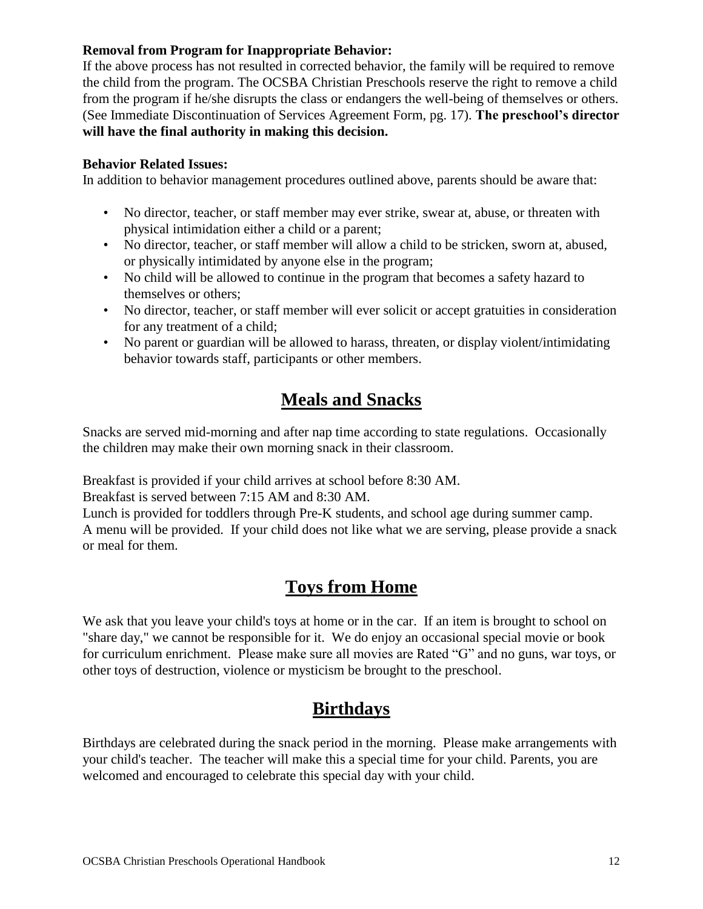**Removal from Program for Inappropriate Behavior:**
If the above process has not resulted in corrected behavior, the family will be required to remove the child from the program. The OCSBA Christian Preschools reserve the right to remove a child from the program if he/she disrupts the class or endangers the well-being of themselves or others. (See Immediate Discontinuation of Services Agreement Form, pg. 17). **The preschool's director will have the final authority in making this decision.**

**Behavior Related Issues:**
In addition to behavior management procedures outlined above, parents should be aware that:

- No director, teacher, or staff member may ever strike, swear at, abuse, or threaten with physical intimidation either a child or a parent;
- No director, teacher, or staff member will allow a child to be stricken, sworn at, abused, or physically intimidated by anyone else in the program;
- No child will be allowed to continue in the program that becomes a safety hazard to themselves or others;
- No director, teacher, or staff member will ever solicit or accept gratuities in consideration for any treatment of a child;
- No parent or guardian will be allowed to harass, threaten, or display violent/intimidating behavior towards staff, participants or other members.

## Meals and Snacks

Snacks are served mid-morning and after nap time according to state regulations. Occasionally the children may make their own morning snack in their classroom.

Breakfast is provided if your child arrives at school before 8:30 AM.
Breakfast is served between 7:15 AM and 8:30 AM.
Lunch is provided for toddlers through Pre-K students, and school age during summer camp.
A menu will be provided. If your child does not like what we are serving, please provide a snack or meal for them.

## Toys from Home

We ask that you leave your child's toys at home or in the car. If an item is brought to school on "share day," we cannot be responsible for it. We do enjoy an occasional special movie or book for curriculum enrichment. Please make sure all movies are Rated "G" and no guns, war toys, or other toys of destruction, violence or mysticism be brought to the preschool.

## Birthdays

Birthdays are celebrated during the snack period in the morning. Please make arrangements with your child's teacher. The teacher will make this a special time for your child. Parents, you are welcomed and encouraged to celebrate this special day with your child.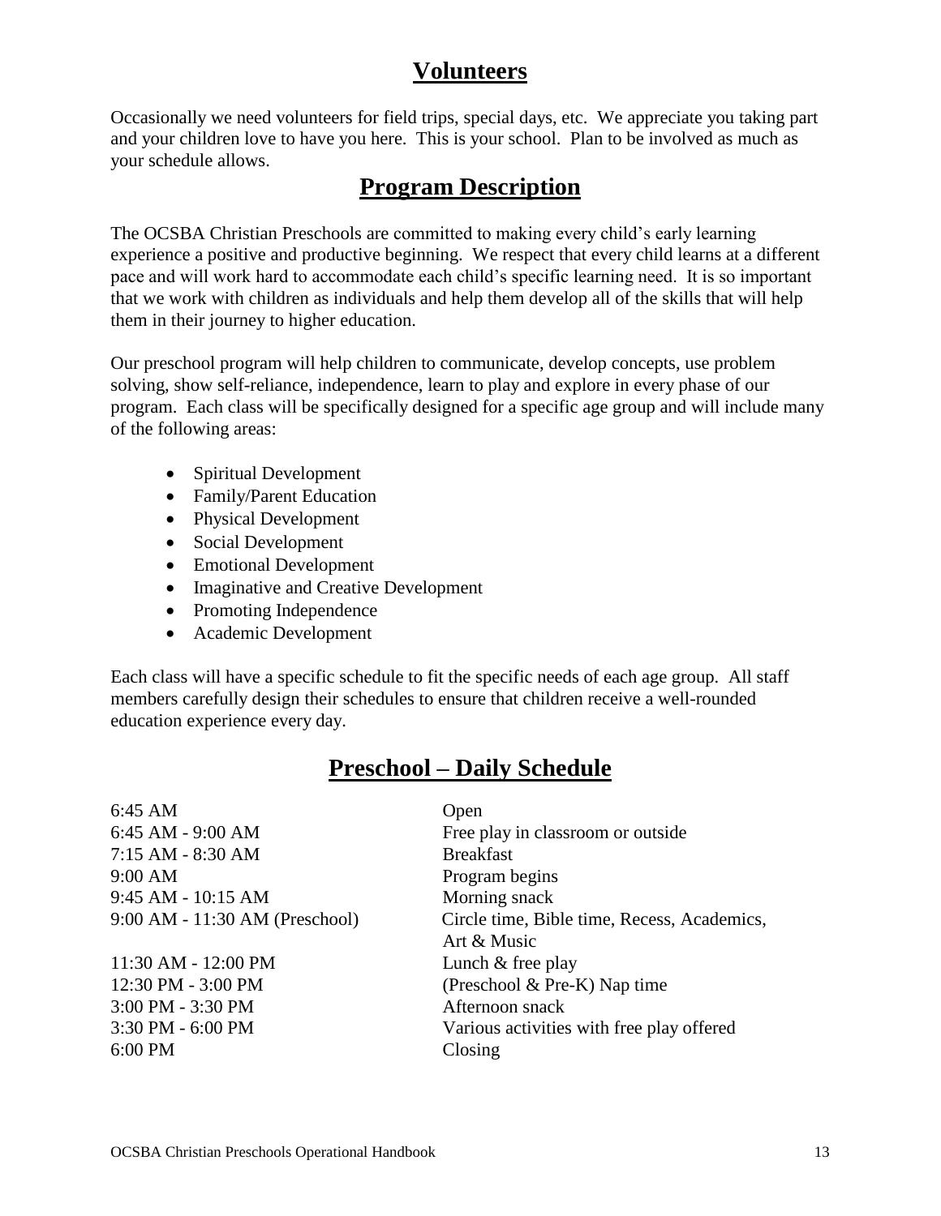## Volunteers

Occasionally we need volunteers for field trips, special days, etc. We appreciate you taking part and your children love to have you here. This is your school. Plan to be involved as much as your schedule allows.

## Program Description

The OCSBA Christian Preschools are committed to making every child's early learning experience a positive and productive beginning. We respect that every child learns at a different pace and will work hard to accommodate each child's specific learning need. It is so important that we work with children as individuals and help them develop all of the skills that will help them in their journey to higher education.

Our preschool program will help children to communicate, develop concepts, use problem solving, show self-reliance, independence, learn to play and explore in every phase of our program. Each class will be specifically designed for a specific age group and will include many of the following areas:

- Spiritual Development
- Family/Parent Education
- Physical Development
- Social Development
- Emotional Development
- Imaginative and Creative Development
- Promoting Independence
- Academic Development

Each class will have a specific schedule to fit the specific needs of each age group. All staff members carefully design their schedules to ensure that children receive a well-rounded education experience every day.

## Preschool – Daily Schedule

| | |
|---|---|
| 6:45 AM | Open |
| 6:45 AM - 9:00 AM | Free play in classroom or outside |
| 7:15 AM - 8:30 AM | Breakfast |
| 9:00 AM | Program begins |
| 9:45 AM - 10:15 AM | Morning snack |
| 9:00 AM - 11:30 AM (Preschool) | Circle time, Bible time, Recess, Academics, Art & Music |
| 11:30 AM - 12:00 PM | Lunch & free play |
| 12:30 PM - 3:00 PM | (Preschool & Pre-K) Nap time |
| 3:00 PM - 3:30 PM | Afternoon snack |
| 3:30 PM - 6:00 PM | Various activities with free play offered |
| 6:00 PM | Closing |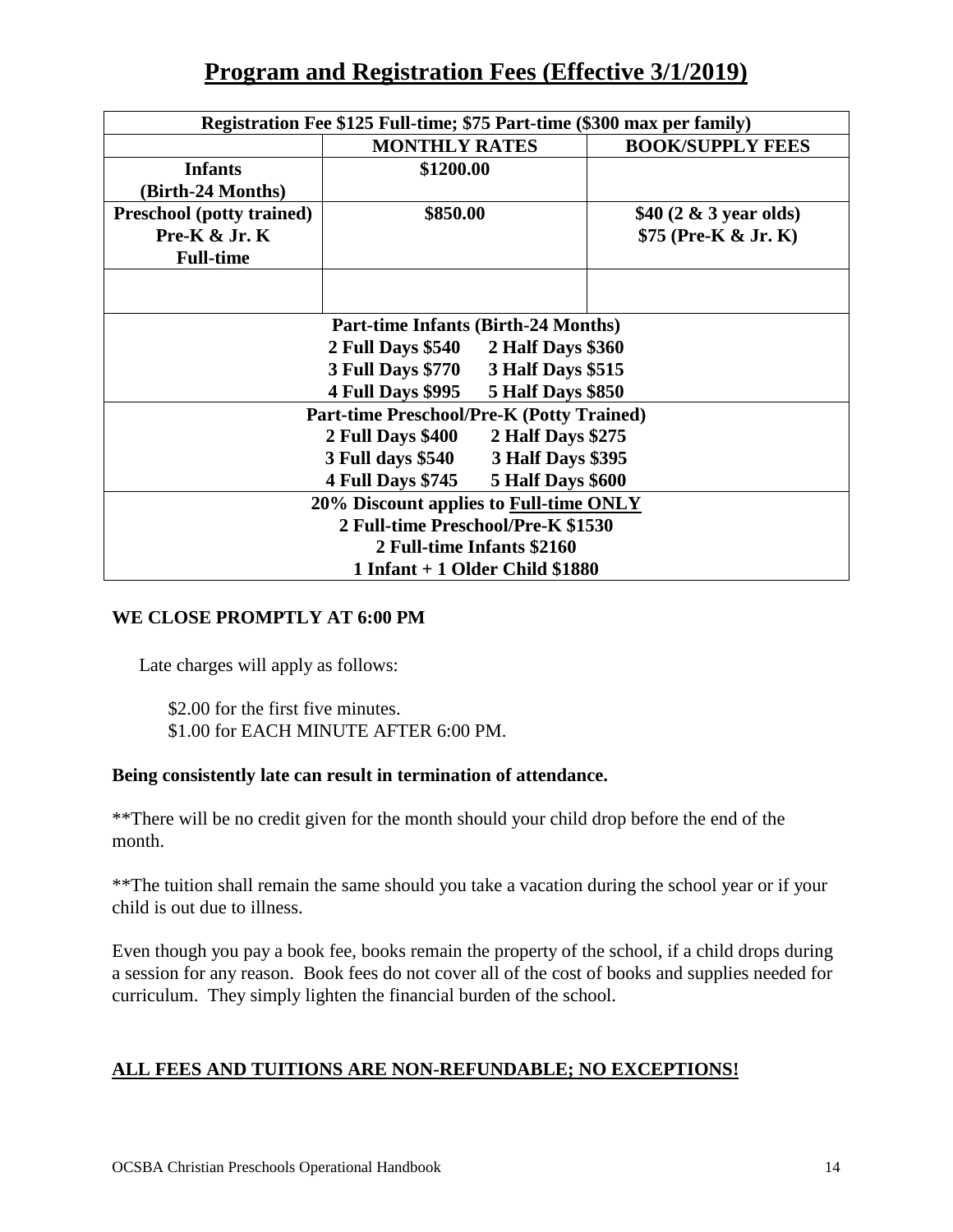# Program and Registration Fees (Effective 3/1/2019)

| Registration Fee $125 Full-time; $75 Part-time ($300 max per family) | | |
|---|---|---|
| | **MONTHLY RATES** | **BOOK/SUPPLY FEES** |
| **Infants (Birth-24 Months)** | **$1200.00** | |
| **Preschool (potty trained) Pre-K & Jr. K Full-time** | **$850.00** | **$40 (2 & 3 year olds)**<br>**$75 (Pre-K & Jr. K)** |
| | | |
| **Part-time Infants (Birth-24 Months)**<br>**2 Full Days $540 2 Half Days $360**<br>**3 Full Days $770 3 Half Days $515**<br>**4 Full Days $995 5 Half Days $850** | | |
| **Part-time Preschool/Pre-K (Potty Trained)**<br>**2 Full Days $400 2 Half Days $275**<br>**3 Full days $540 3 Half Days $395**<br>**4 Full Days $745 5 Half Days $600** | | |
| **20% Discount applies to Full-time ONLY**<br>**2 Full-time Preschool/Pre-K $1530**<br>**2 Full-time Infants $2160**<br>**1 Infant + 1 Older Child $1880** | | |

**WE CLOSE PROMPTLY AT 6:00 PM**

Late charges will apply as follows:

$2.00 for the first five minutes.
$1.00 for EACH MINUTE AFTER 6:00 PM.

**Being consistently late can result in termination of attendance.**

**There will be no credit given for the month should your child drop before the end of the month.

**The tuition shall remain the same should you take a vacation during the school year or if your child is out due to illness.

Even though you pay a book fee, books remain the property of the school, if a child drops during a session for any reason. Book fees do not cover all of the cost of books and supplies needed for curriculum. They simply lighten the financial burden of the school.

**ALL FEES AND TUITIONS ARE NON-REFUNDABLE; NO EXCEPTIONS!**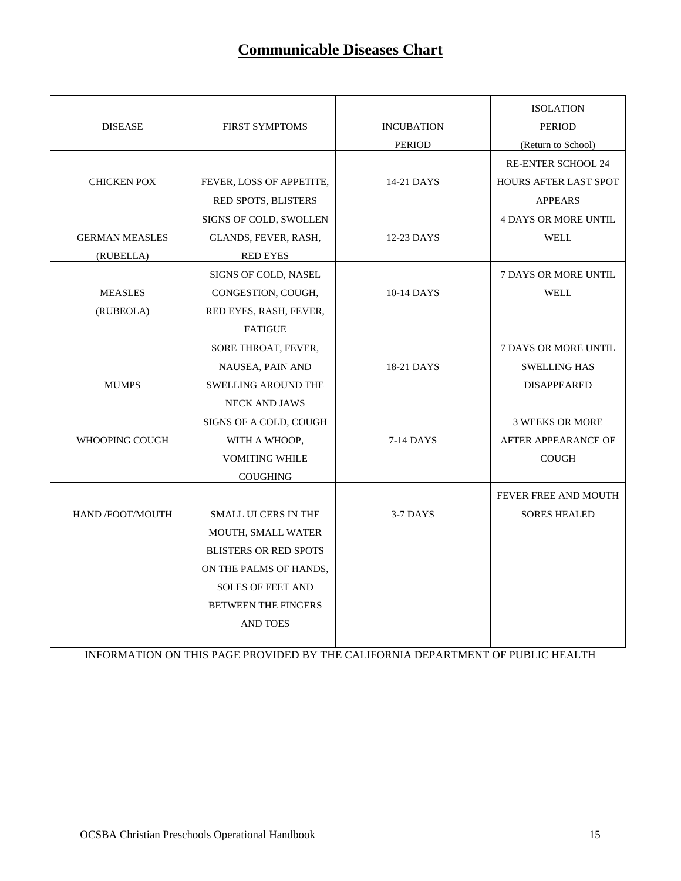# Communicable Diseases Chart

| DISEASE | FIRST SYMPTOMS | INCUBATION PERIOD | ISOLATION PERIOD (Return to School) |
|---|---|---|---|
| CHICKEN POX | FEVER, LOSS OF APPETITE, RED SPOTS, BLISTERS | 14-21 DAYS | RE-ENTER SCHOOL 24 HOURS AFTER LAST SPOT APPEARS |
| GERMAN MEASLES (RUBELLA) | SIGNS OF COLD, SWOLLEN GLANDS, FEVER, RASH, RED EYES | 12-23 DAYS | 4 DAYS OR MORE UNTIL WELL |
| MEASLES (RUBEOLA) | SIGNS OF COLD, NASEL CONGESTION, COUGH, RED EYES, RASH, FEVER, FATIGUE | 10-14 DAYS | 7 DAYS OR MORE UNTIL WELL |
| MUMPS | SORE THROAT, FEVER, NAUSEA, PAIN AND SWELLING AROUND THE NECK AND JAWS | 18-21 DAYS | 7 DAYS OR MORE UNTIL SWELLING HAS DISAPPEARED |
| WHOOPING COUGH | SIGNS OF A COLD, COUGH WITH A WHOOP, VOMITING WHILE COUGHING | 7-14 DAYS | 3 WEEKS OR MORE AFTER APPEARANCE OF COUGH |
| HAND /FOOT/MOUTH | SMALL ULCERS IN THE MOUTH, SMALL WATER BLISTERS OR RED SPOTS ON THE PALMS OF HANDS, SOLES OF FEET AND BETWEEN THE FINGERS AND TOES | 3-7 DAYS | FEVER FREE AND MOUTH SORES HEALED |

INFORMATION ON THIS PAGE PROVIDED BY THE CALIFORNIA DEPARTMENT OF PUBLIC HEALTH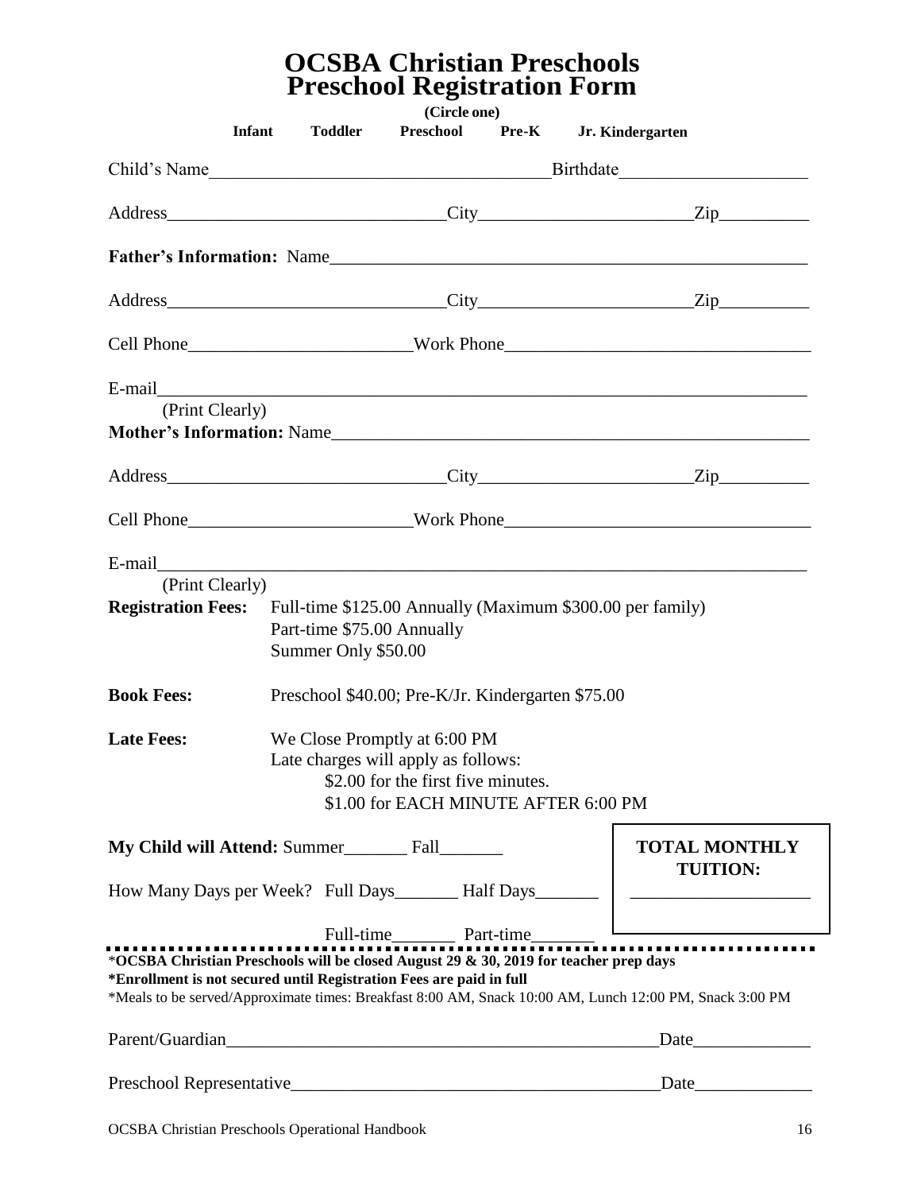# OCSBA Christian Preschools
# Preschool Registration Form

(Circle one)

**Infant** **Toddler** **Preschool** **Pre-K** **Jr. Kindergarten**

Child's Name_____________________________________Birthdate____________________

Address_____________________________City______________________Zip__________

**Father's Information:** Name____________________________________________________

Address_____________________________City______________________Zip__________

Cell Phone________________________Work Phone________________________________

E-mail______________________________________________________________________
(Print Clearly)

**Mother's Information:** Name____________________________________________________

Address_____________________________City______________________Zip__________

Cell Phone________________________Work Phone________________________________

E-mail______________________________________________________________________
(Print Clearly)

**Registration Fees:** Full-time $125.00 Annually (Maximum $300.00 per family)
Part-time $75.00 Annually
Summer Only $50.00

**Book Fees:** Preschool $40.00; Pre-K/Jr. Kindergarten $75.00

**Late Fees:** We Close Promptly at 6:00 PM
Late charges will apply as follows:
$2.00 for the first five minutes.
$1.00 for EACH MINUTE AFTER 6:00 PM

**My Child will Attend:** Summer_______ Fall_______

How Many Days per Week? Full Days_______ Half Days_______

Full-time_______ Part-time_______

**TOTAL MONTHLY TUITION:** ____________________

\***OCSBA Christian Preschools will be closed August 29 & 30, 2019 for teacher prep days**
**\*Enrollment is not secured until Registration Fees are paid in full**
\*Meals to be served/Approximate times: Breakfast 8:00 AM, Snack 10:00 AM, Lunch 12:00 PM, Snack 3:00 PM

Parent/Guardian__________________________________________________Date_____________

Preschool Representative__________________________________________Date_____________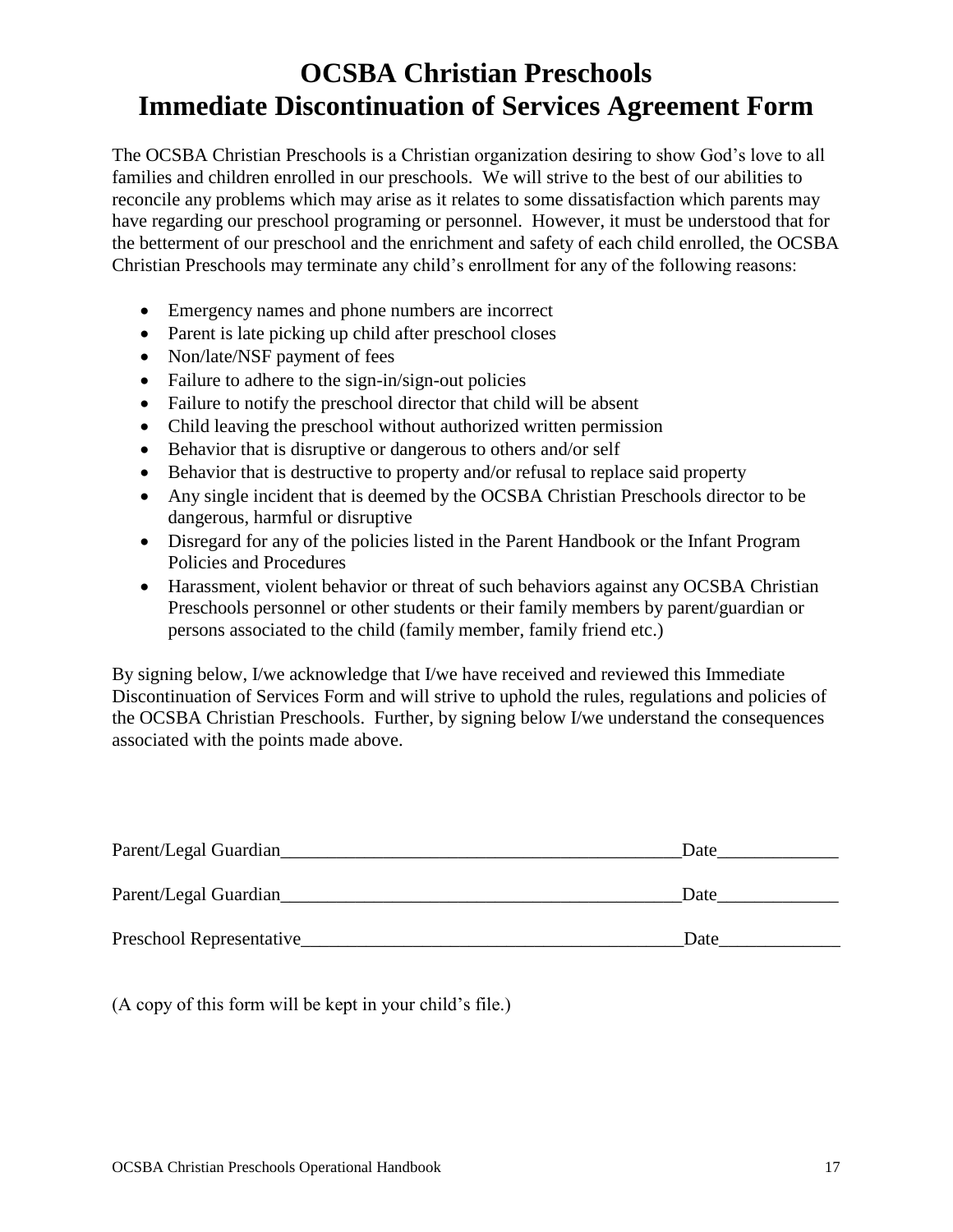# OCSBA Christian Preschools
# Immediate Discontinuation of Services Agreement Form

The OCSBA Christian Preschools is a Christian organization desiring to show God's love to all families and children enrolled in our preschools. We will strive to the best of our abilities to reconcile any problems which may arise as it relates to some dissatisfaction which parents may have regarding our preschool programing or personnel. However, it must be understood that for the betterment of our preschool and the enrichment and safety of each child enrolled, the OCSBA Christian Preschools may terminate any child's enrollment for any of the following reasons:

- Emergency names and phone numbers are incorrect
- Parent is late picking up child after preschool closes
- Non/late/NSF payment of fees
- Failure to adhere to the sign-in/sign-out policies
- Failure to notify the preschool director that child will be absent
- Child leaving the preschool without authorized written permission
- Behavior that is disruptive or dangerous to others and/or self
- Behavior that is destructive to property and/or refusal to replace said property
- Any single incident that is deemed by the OCSBA Christian Preschools director to be dangerous, harmful or disruptive
- Disregard for any of the policies listed in the Parent Handbook or the Infant Program Policies and Procedures
- Harassment, violent behavior or threat of such behaviors against any OCSBA Christian Preschools personnel or other students or their family members by parent/guardian or persons associated to the child (family member, family friend etc.)

By signing below, I/we acknowledge that I/we have received and reviewed this Immediate Discontinuation of Services Form and will strive to uphold the rules, regulations and policies of the OCSBA Christian Preschools. Further, by signing below I/we understand the consequences associated with the points made above.

Parent/Legal Guardian_____________________________________________Date_____________

Parent/Legal Guardian_____________________________________________Date_____________

Preschool Representative__________________________________________Date_____________

(A copy of this form will be kept in your child's file.)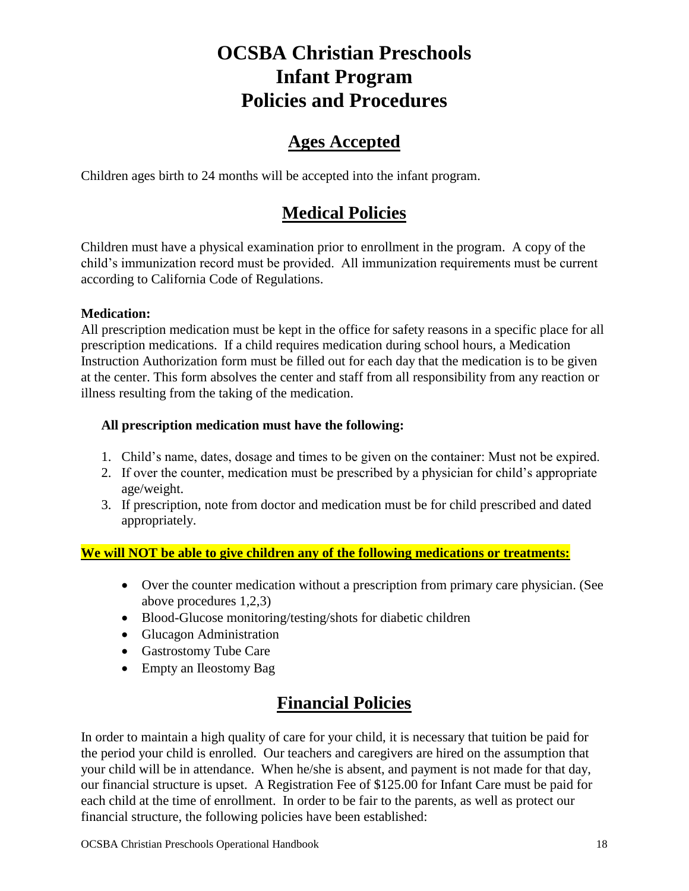# OCSBA Christian Preschools
# Infant Program
# Policies and Procedures

## Ages Accepted

Children ages birth to 24 months will be accepted into the infant program.

## Medical Policies

Children must have a physical examination prior to enrollment in the program. A copy of the child's immunization record must be provided. All immunization requirements must be current according to California Code of Regulations.

**Medication:**
All prescription medication must be kept in the office for safety reasons in a specific place for all prescription medications. If a child requires medication during school hours, a Medication Instruction Authorization form must be filled out for each day that the medication is to be given at the center. This form absolves the center and staff from all responsibility from any reaction or illness resulting from the taking of the medication.

**All prescription medication must have the following:**

1. Child's name, dates, dosage and times to be given on the container: Must not be expired.
2. If over the counter, medication must be prescribed by a physician for child's appropriate age/weight.
3. If prescription, note from doctor and medication must be for child prescribed and dated appropriately.

**We will NOT be able to give children any of the following medications or treatments:**

- Over the counter medication without a prescription from primary care physician. (See above procedures 1,2,3)
- Blood-Glucose monitoring/testing/shots for diabetic children
- Glucagon Administration
- Gastrostomy Tube Care
- Empty an Ileostomy Bag

## Financial Policies

In order to maintain a high quality of care for your child, it is necessary that tuition be paid for the period your child is enrolled. Our teachers and caregivers are hired on the assumption that your child will be in attendance. When he/she is absent, and payment is not made for that day, our financial structure is upset. A Registration Fee of $125.00 for Infant Care must be paid for each child at the time of enrollment. In order to be fair to the parents, as well as protect our financial structure, the following policies have been established: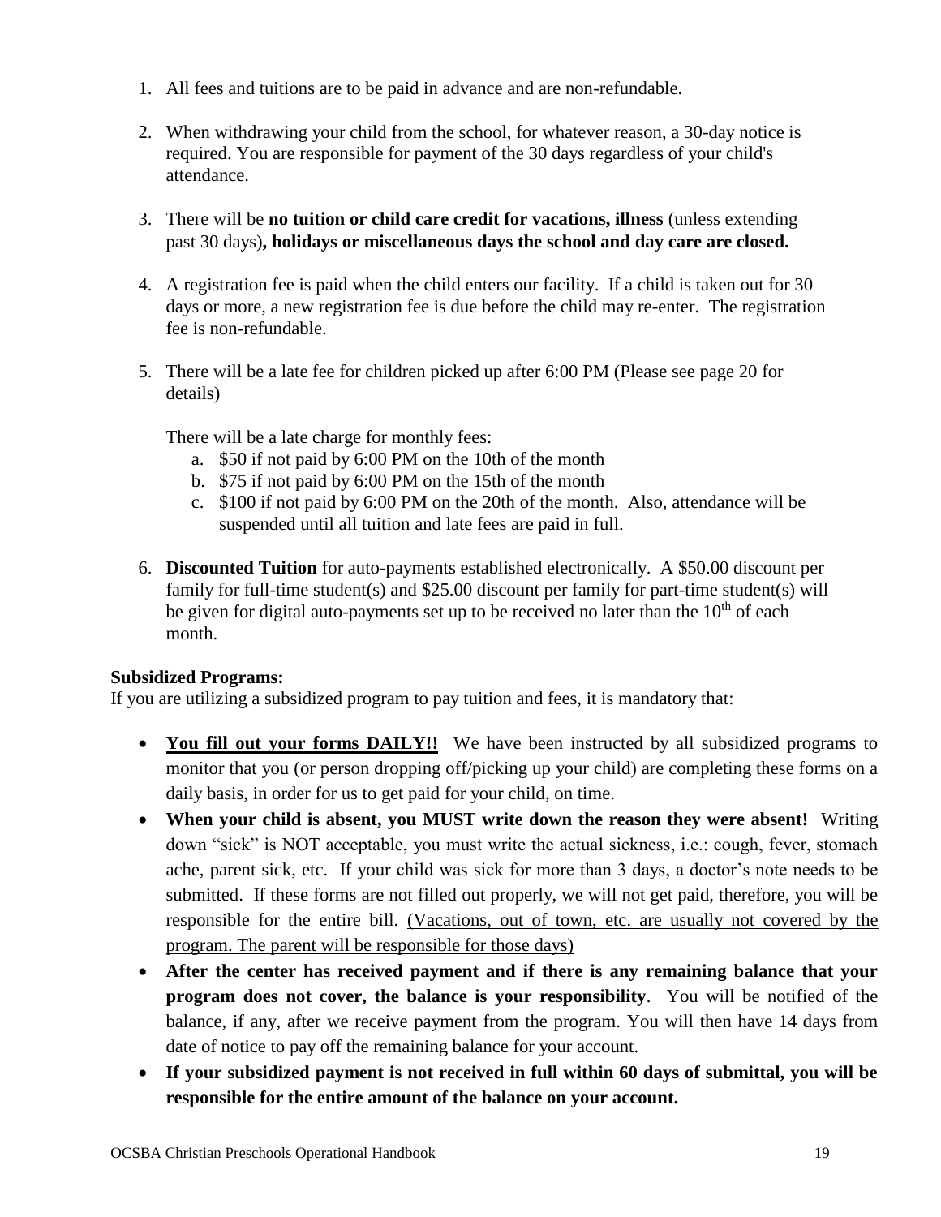1. All fees and tuitions are to be paid in advance and are non-refundable.

2. When withdrawing your child from the school, for whatever reason, a 30-day notice is required. You are responsible for payment of the 30 days regardless of your child's attendance.

3. There will be **no tuition or child care credit for vacations, illness** (unless extending past 30 days)**, holidays or miscellaneous days the school and day care are closed.**

4. A registration fee is paid when the child enters our facility. If a child is taken out for 30 days or more, a new registration fee is due before the child may re-enter. The registration fee is non-refundable.

5. There will be a late fee for children picked up after 6:00 PM (Please see page 20 for details)

   There will be a late charge for monthly fees:
   a. $50 if not paid by 6:00 PM on the 10th of the month
   b. $75 if not paid by 6:00 PM on the 15th of the month
   c. $100 if not paid by 6:00 PM on the 20th of the month. Also, attendance will be suspended until all tuition and late fees are paid in full.

6. **Discounted Tuition** for auto-payments established electronically. A $50.00 discount per family for full-time student(s) and $25.00 discount per family for part-time student(s) will be given for digital auto-payments set up to be received no later than the 10th of each month.

**Subsidized Programs:**
If you are utilizing a subsidized program to pay tuition and fees, it is mandatory that:

- **<u>You fill out your forms DAILY!!</u>** We have been instructed by all subsidized programs to monitor that you (or person dropping off/picking up your child) are completing these forms on a daily basis, in order for us to get paid for your child, on time.
- **When your child is absent, you MUST write down the reason they were absent!** Writing down "sick" is NOT acceptable, you must write the actual sickness, i.e.: cough, fever, stomach ache, parent sick, etc. If your child was sick for more than 3 days, a doctor's note needs to be submitted. If these forms are not filled out properly, we will not get paid, therefore, you will be responsible for the entire bill. <u>(Vacations, out of town, etc. are usually not covered by the program. The parent will be responsible for those days)</u>
- **After the center has received payment and if there is any remaining balance that your program does not cover, the balance is your responsibility**. You will be notified of the balance, if any, after we receive payment from the program. You will then have 14 days from date of notice to pay off the remaining balance for your account.
- **If your subsidized payment is not received in full within 60 days of submittal, you will be responsible for the entire amount of the balance on your account.**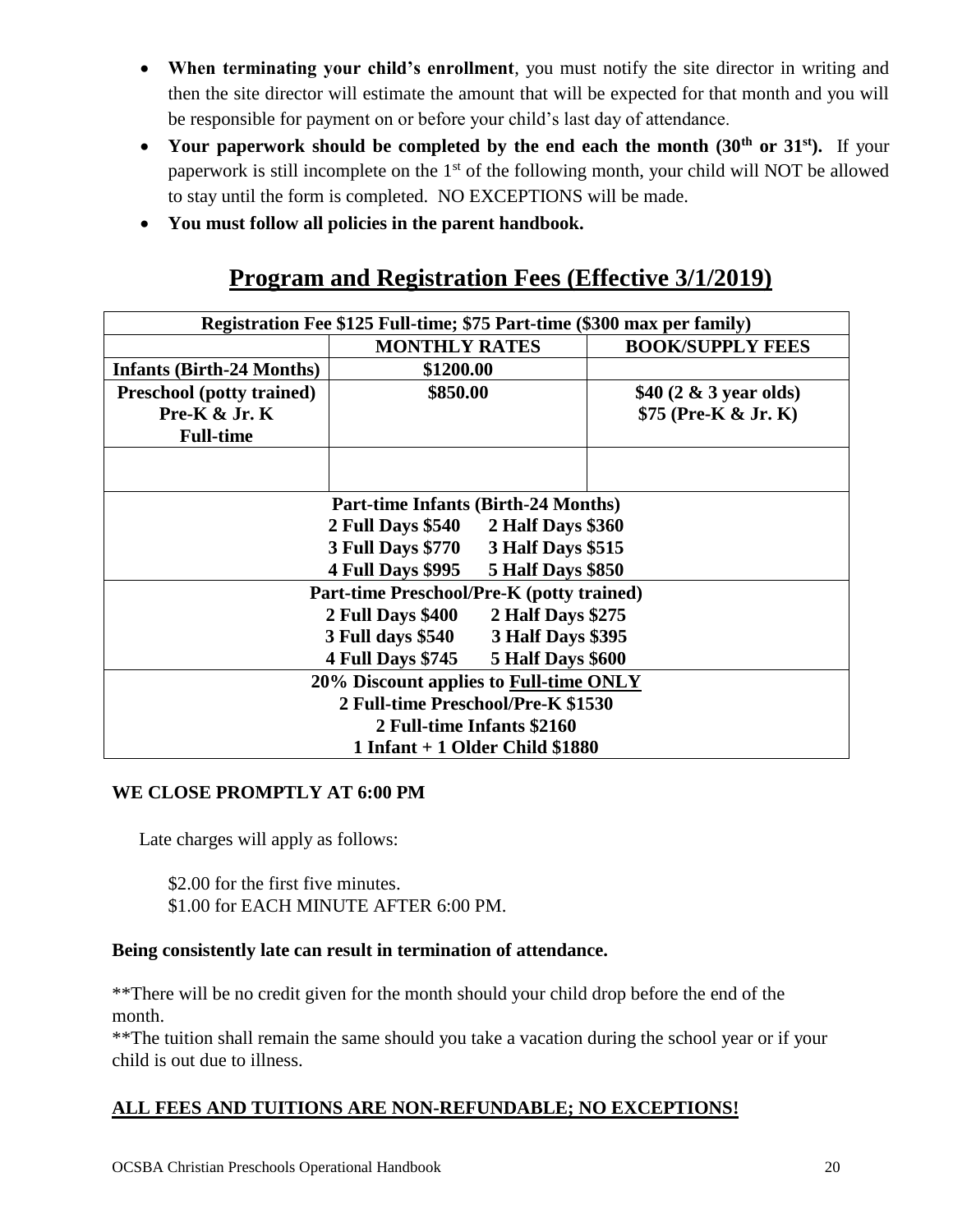- **When terminating your child's enrollment**, you must notify the site director in writing and then the site director will estimate the amount that will be expected for that month and you will be responsible for payment on or before your child's last day of attendance.
- **Your paperwork should be completed by the end each the month (30th or 31st).** If your paperwork is still incomplete on the 1st of the following month, your child will NOT be allowed to stay until the form is completed. NO EXCEPTIONS will be made.
- **You must follow all policies in the parent handbook.**

## Program and Registration Fees (Effective 3/1/2019)

| Registration Fee $125 Full-time; $75 Part-time ($300 max per family) | | |
|---|---|---|
| | **MONTHLY RATES** | **BOOK/SUPPLY FEES** |
| **Infants (Birth-24 Months)** | **$1200.00** | |
| **Preschool (potty trained) Pre-K & Jr. K Full-time** | **$850.00** | **$40 (2 & 3 year olds)** **$75 (Pre-K & Jr. K)** |
| | | |
| **Part-time Infants (Birth-24 Months)** | | |
| **2 Full Days $540 — 2 Half Days $360** | | |
| **3 Full Days $770 — 3 Half Days $515** | | |
| **4 Full Days $995 — 5 Half Days $850** | | |
| **Part-time Preschool/Pre-K (potty trained)** | | |
| **2 Full Days $400 — 2 Half Days $275** | | |
| **3 Full days $540 — 3 Half Days $395** | | |
| **4 Full Days $745 — 5 Half Days $600** | | |
| **20% Discount applies to Full-time ONLY** | | |
| **2 Full-time Preschool/Pre-K $1530** | | |
| **2 Full-time Infants $2160** | | |
| **1 Infant + 1 Older Child $1880** | | |

**WE CLOSE PROMPTLY AT 6:00 PM**

Late charges will apply as follows:

$2.00 for the first five minutes.
$1.00 for EACH MINUTE AFTER 6:00 PM.

**Being consistently late can result in termination of attendance.**

**There will be no credit given for the month should your child drop before the end of the month.
**The tuition shall remain the same should you take a vacation during the school year or if your child is out due to illness.

**ALL FEES AND TUITIONS ARE NON-REFUNDABLE; NO EXCEPTIONS!**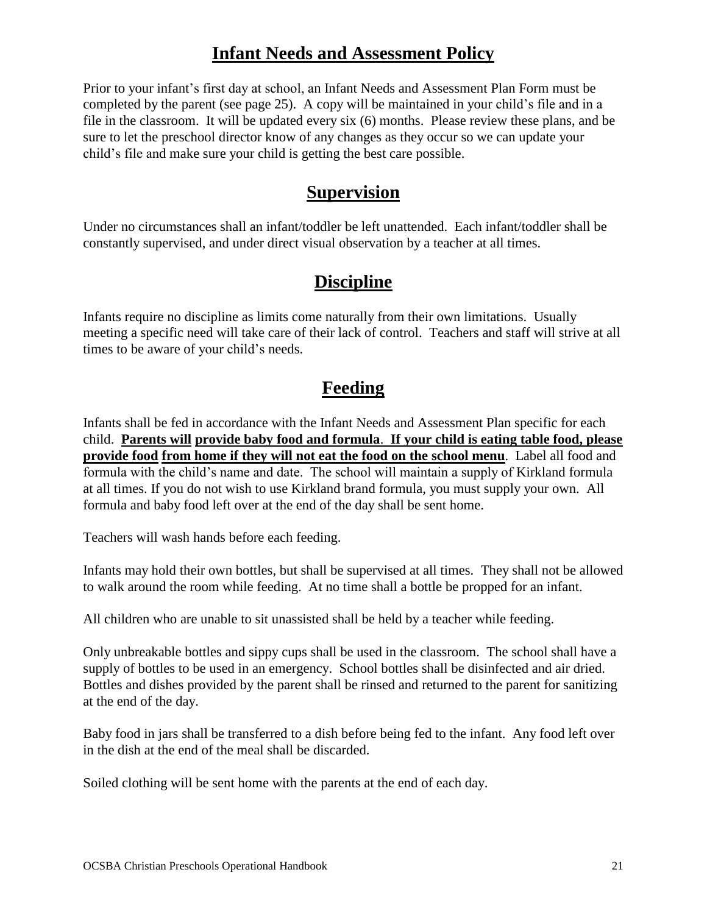## Infant Needs and Assessment Policy

Prior to your infant's first day at school, an Infant Needs and Assessment Plan Form must be completed by the parent (see page 25). A copy will be maintained in your child's file and in a file in the classroom. It will be updated every six (6) months. Please review these plans, and be sure to let the preschool director know of any changes as they occur so we can update your child's file and make sure your child is getting the best care possible.

## Supervision

Under no circumstances shall an infant/toddler be left unattended. Each infant/toddler shall be constantly supervised, and under direct visual observation by a teacher at all times.

## Discipline

Infants require no discipline as limits come naturally from their own limitations. Usually meeting a specific need will take care of their lack of control. Teachers and staff will strive at all times to be aware of your child's needs.

## Feeding

Infants shall be fed in accordance with the Infant Needs and Assessment Plan specific for each child. **Parents will provide baby food and formula**. **If your child is eating table food, please provide food from home if they will not eat the food on the school menu**. Label all food and formula with the child's name and date. The school will maintain a supply of Kirkland formula at all times. If you do not wish to use Kirkland brand formula, you must supply your own. All formula and baby food left over at the end of the day shall be sent home.

Teachers will wash hands before each feeding.

Infants may hold their own bottles, but shall be supervised at all times. They shall not be allowed to walk around the room while feeding. At no time shall a bottle be propped for an infant.

All children who are unable to sit unassisted shall be held by a teacher while feeding.

Only unbreakable bottles and sippy cups shall be used in the classroom. The school shall have a supply of bottles to be used in an emergency. School bottles shall be disinfected and air dried. Bottles and dishes provided by the parent shall be rinsed and returned to the parent for sanitizing at the end of the day.

Baby food in jars shall be transferred to a dish before being fed to the infant. Any food left over in the dish at the end of the meal shall be discarded.

Soiled clothing will be sent home with the parents at the end of each day.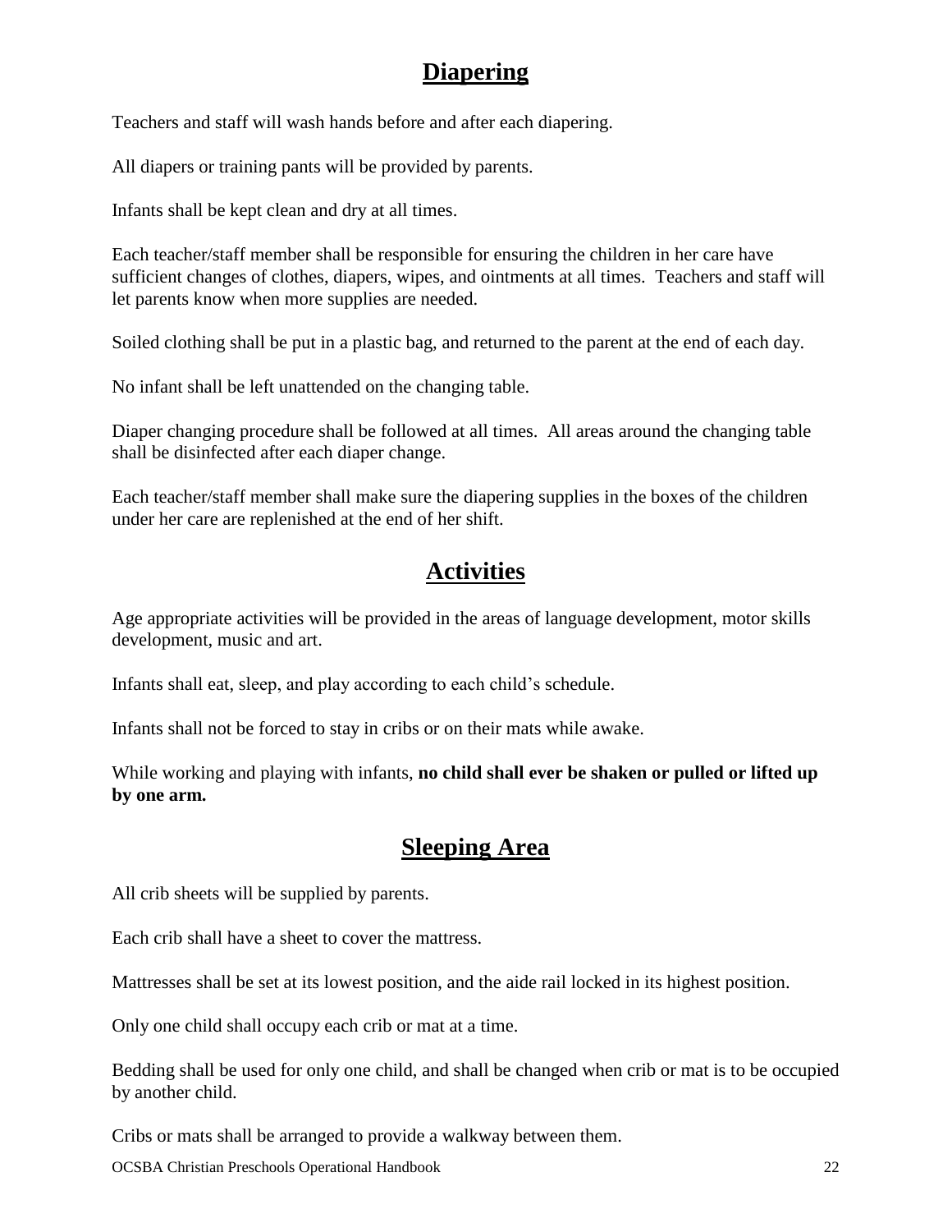## Diapering

Teachers and staff will wash hands before and after each diapering.

All diapers or training pants will be provided by parents.

Infants shall be kept clean and dry at all times.

Each teacher/staff member shall be responsible for ensuring the children in her care have sufficient changes of clothes, diapers, wipes, and ointments at all times. Teachers and staff will let parents know when more supplies are needed.

Soiled clothing shall be put in a plastic bag, and returned to the parent at the end of each day.

No infant shall be left unattended on the changing table.

Diaper changing procedure shall be followed at all times. All areas around the changing table shall be disinfected after each diaper change.

Each teacher/staff member shall make sure the diapering supplies in the boxes of the children under her care are replenished at the end of her shift.

## Activities

Age appropriate activities will be provided in the areas of language development, motor skills development, music and art.

Infants shall eat, sleep, and play according to each child's schedule.

Infants shall not be forced to stay in cribs or on their mats while awake.

While working and playing with infants, **no child shall ever be shaken or pulled or lifted up by one arm.**

## Sleeping Area

All crib sheets will be supplied by parents.

Each crib shall have a sheet to cover the mattress.

Mattresses shall be set at its lowest position, and the aide rail locked in its highest position.

Only one child shall occupy each crib or mat at a time.

Bedding shall be used for only one child, and shall be changed when crib or mat is to be occupied by another child.

Cribs or mats shall be arranged to provide a walkway between them.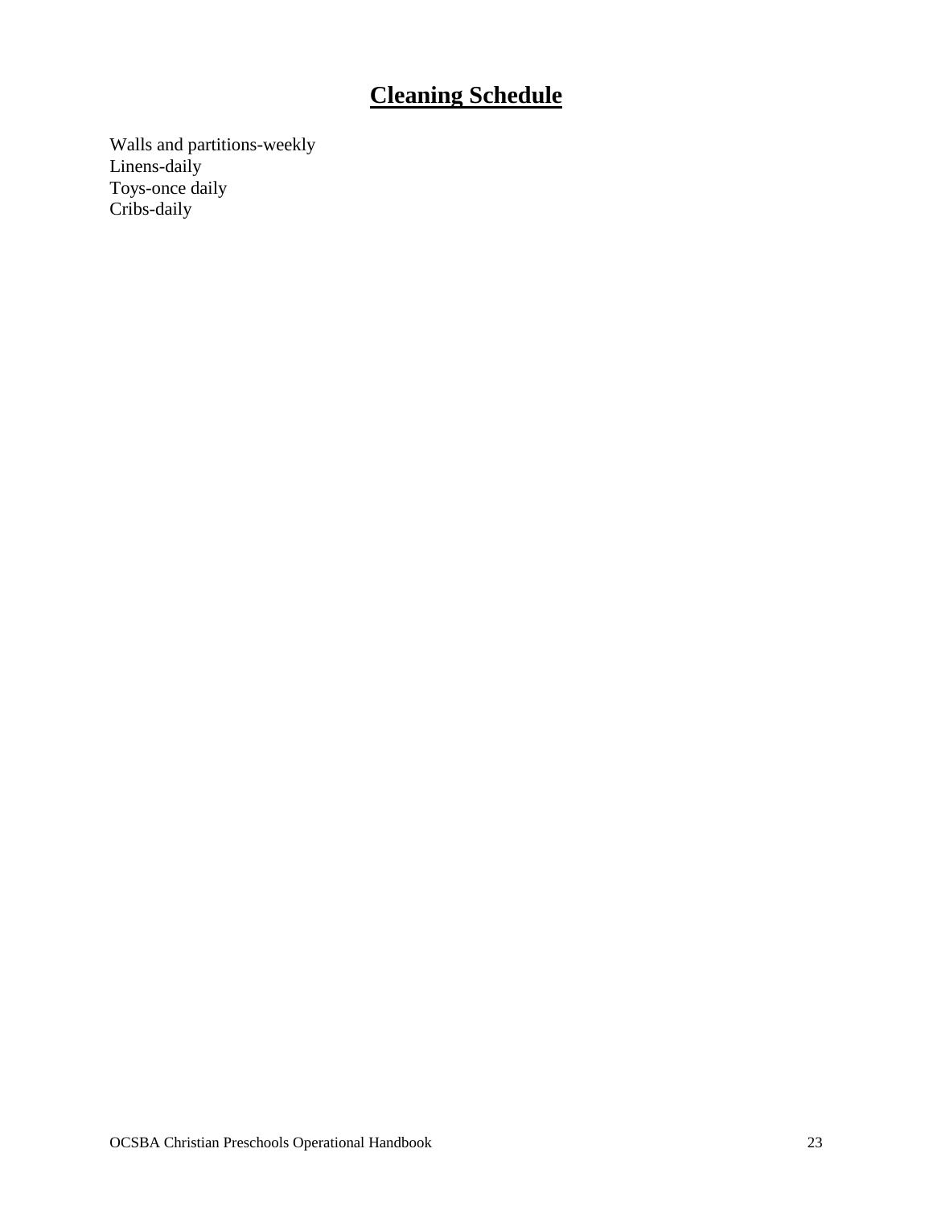# **Cleaning Schedule**

Walls and partitions-weekly
Linens-daily
Toys-once daily
Cribs-daily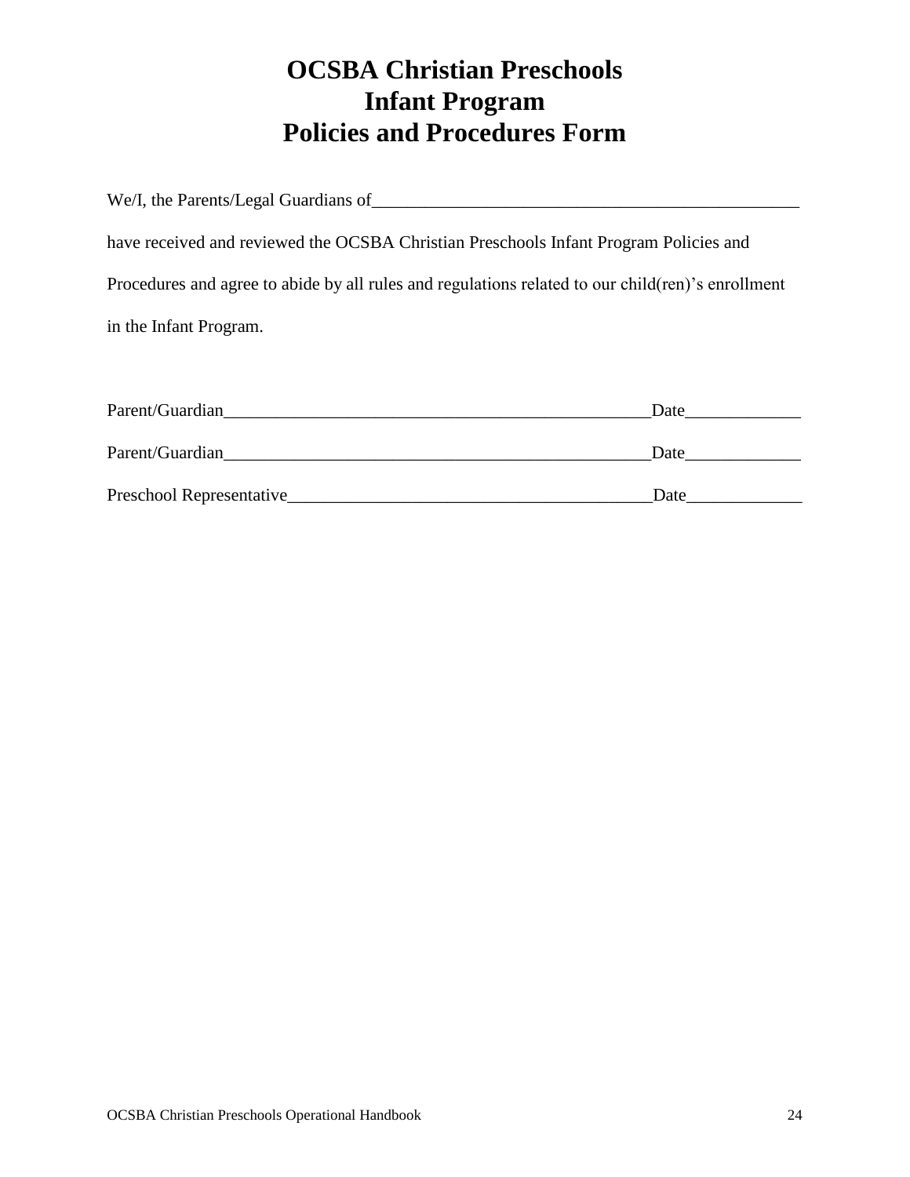# OCSBA Christian Preschools
# Infant Program
# Policies and Procedures Form

We/I, the Parents/Legal Guardians of_______________________________________________

have received and reviewed the OCSBA Christian Preschools Infant Program Policies and Procedures and agree to abide by all rules and regulations related to our child(ren)'s enrollment in the Infant Program.

Parent/Guardian_______________________________________________Date____________

Parent/Guardian_______________________________________________Date____________

Preschool Representative_____________________________________Date____________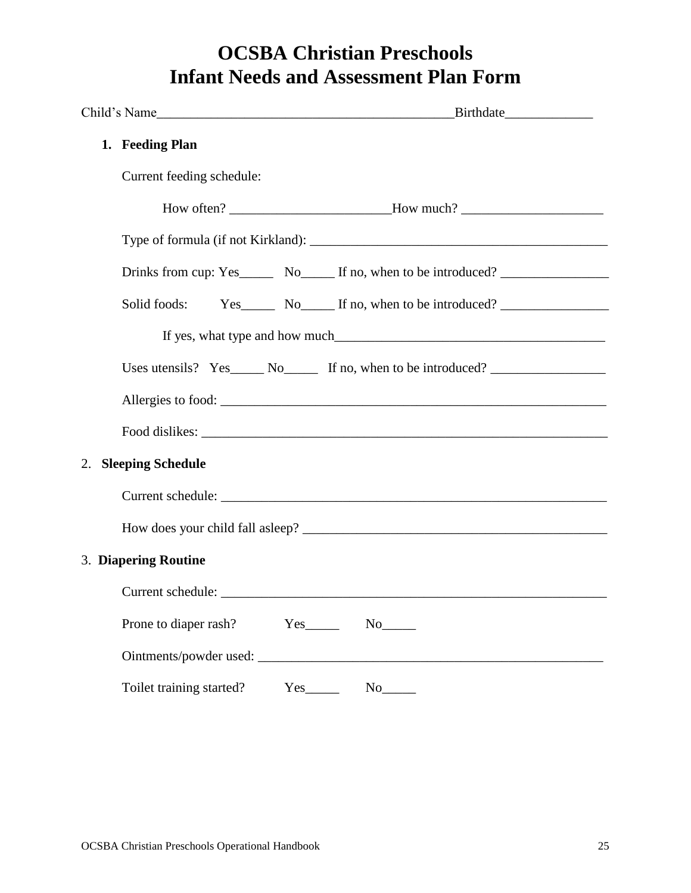# OCSBA Christian Preschools
# Infant Needs and Assessment Plan Form

Child's Name____________________________________________Birthdate_____________

1. **Feeding Plan**

   Current feeding schedule:

   How often? ________________________How much? _____________________

   Type of formula (if not Kirkland): ____________________________________________

   Drinks from cup: Yes_____ No_____ If no, when to be introduced? ________________

   Solid foods: Yes_____ No_____ If no, when to be introduced? ________________

   If yes, what type and how much________________________________________

   Uses utensils? Yes_____ No_____ If no, when to be introduced? _________________

   Allergies to food: ___________________________________________________________

   Food dislikes: _______________________________________________________________

2. **Sleeping Schedule**

   Current schedule: ____________________________________________________________

   How does your child fall asleep? ______________________________________________

3. **Diapering Routine**

   Current schedule: ____________________________________________________________

   Prone to diaper rash? Yes_____ No_____

   Ointments/powder used: _____________________________________________________

   Toilet training started? Yes_____ No_____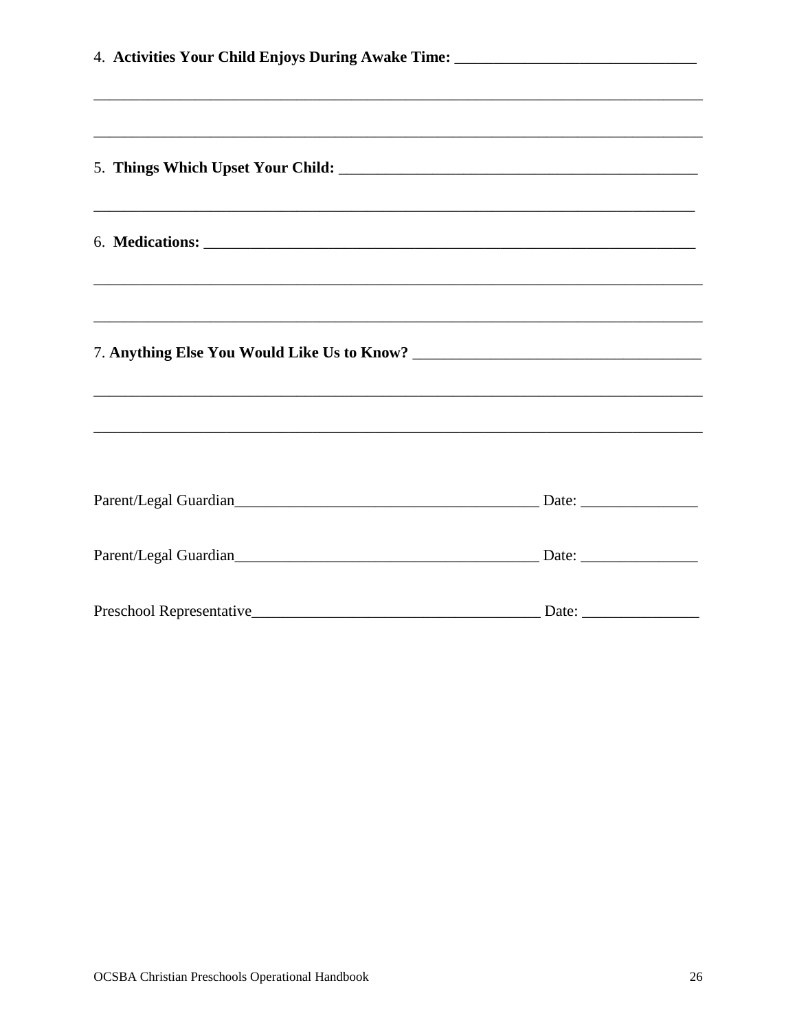4. **Activities Your Child Enjoys During Awake Time:** ______________________________

_____________________________________________________________________________

_____________________________________________________________________________

5. **Things Which Upset Your Child:** _____________________________________________

_____________________________________________________________________________

6. **Medications:** _____________________________________________________________

_____________________________________________________________________________

_____________________________________________________________________________

7. **Anything Else You Would Like Us to Know?** ___________________________________

_____________________________________________________________________________

_____________________________________________________________________________

Parent/Legal Guardian______________________________________ Date: ______________

Parent/Legal Guardian______________________________________ Date: ______________

Preschool Representative___________________________________ Date: ______________